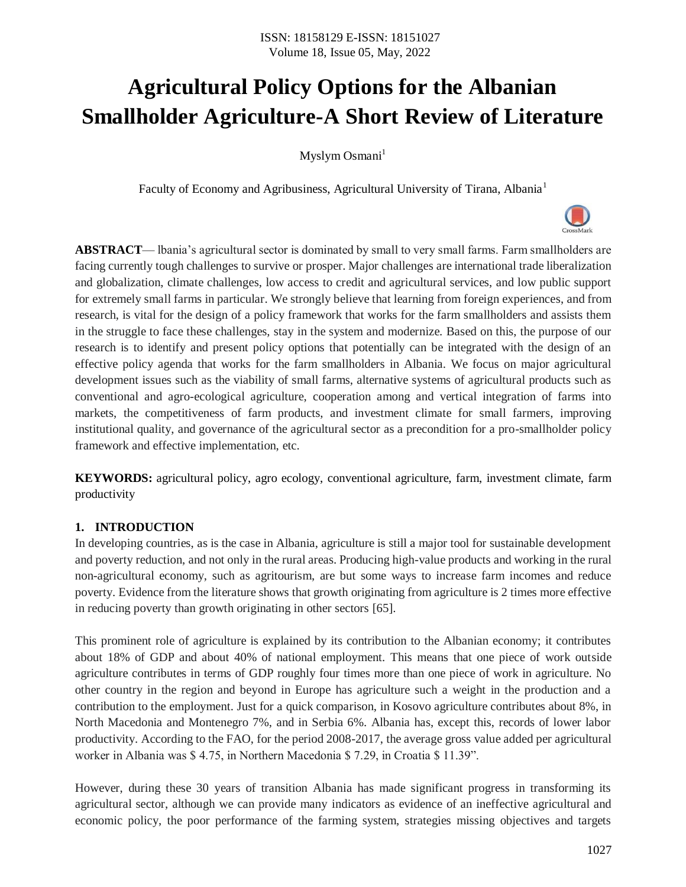# Agricultural Policy Options for the Albanian Smallholder Agriculture-A Short Review of Literature

Myslym Osmani[1]

Faculty of Economy and Agribusiness, Agricultural University of Tirana, Albania[1]

**ABSTRACT**— lbania's agricultural sector is dominated by small to very small farms. Farm smallholders are facing currently tough challenges to survive or prosper. Major challenges are international trade liberalization and globalization, climate challenges, low access to credit and agricultural services, and low public support for extremely small farms in particular. We strongly believe that learning from foreign experiences, and from research, is vital for the design of a policy framework that works for the farm smallholders and assists them in the struggle to face these challenges, stay in the system and modernize. Based on this, the purpose of our research is to identify and present policy options that potentially can be integrated with the design of an effective policy agenda that works for the farm smallholders in Albania. We focus on major agricultural development issues such as the viability of small farms, alternative systems of agricultural products such as conventional and agro-ecological agriculture, cooperation among and vertical integration of farms into markets, the competitiveness of farm products, and investment climate for small farmers, improving institutional quality, and governance of the agricultural sector as a precondition for a pro-smallholder policy framework and effective implementation, etc.

**KEYWORDS:** agricultural policy, agro ecology, conventional agriculture, farm, investment climate, farm productivity

## 1. INTRODUCTION

In developing countries, as is the case in Albania, agriculture is still a major tool for sustainable development and poverty reduction, and not only in the rural areas. Producing high-value products and working in the rural non-agricultural economy, such as agritourism, are but some ways to increase farm incomes and reduce poverty. Evidence from the literature shows that growth originating from agriculture is 2 times more effective in reducing poverty than growth originating in other sectors [65].

This prominent role of agriculture is explained by its contribution to the Albanian economy; it contributes about 18% of GDP and about 40% of national employment. This means that one piece of work outside agriculture contributes in terms of GDP roughly four times more than one piece of work in agriculture. No other country in the region and beyond in Europe has agriculture such a weight in the production and a contribution to the employment. Just for a quick comparison, in Kosovo agriculture contributes about 8%, in North Macedonia and Montenegro 7%, and in Serbia 6%. Albania has, except this, records of lower labor productivity. According to the FAO, for the period 2008-2017, the average gross value added per agricultural worker in Albania was $ 4.75, in Northern Macedonia $ 7.29, in Croatia $ 11.39".

However, during these 30 years of transition Albania has made significant progress in transforming its agricultural sector, although we can provide many indicators as evidence of an ineffective agricultural and economic policy, the poor performance of the farming system, strategies missing objectives and targets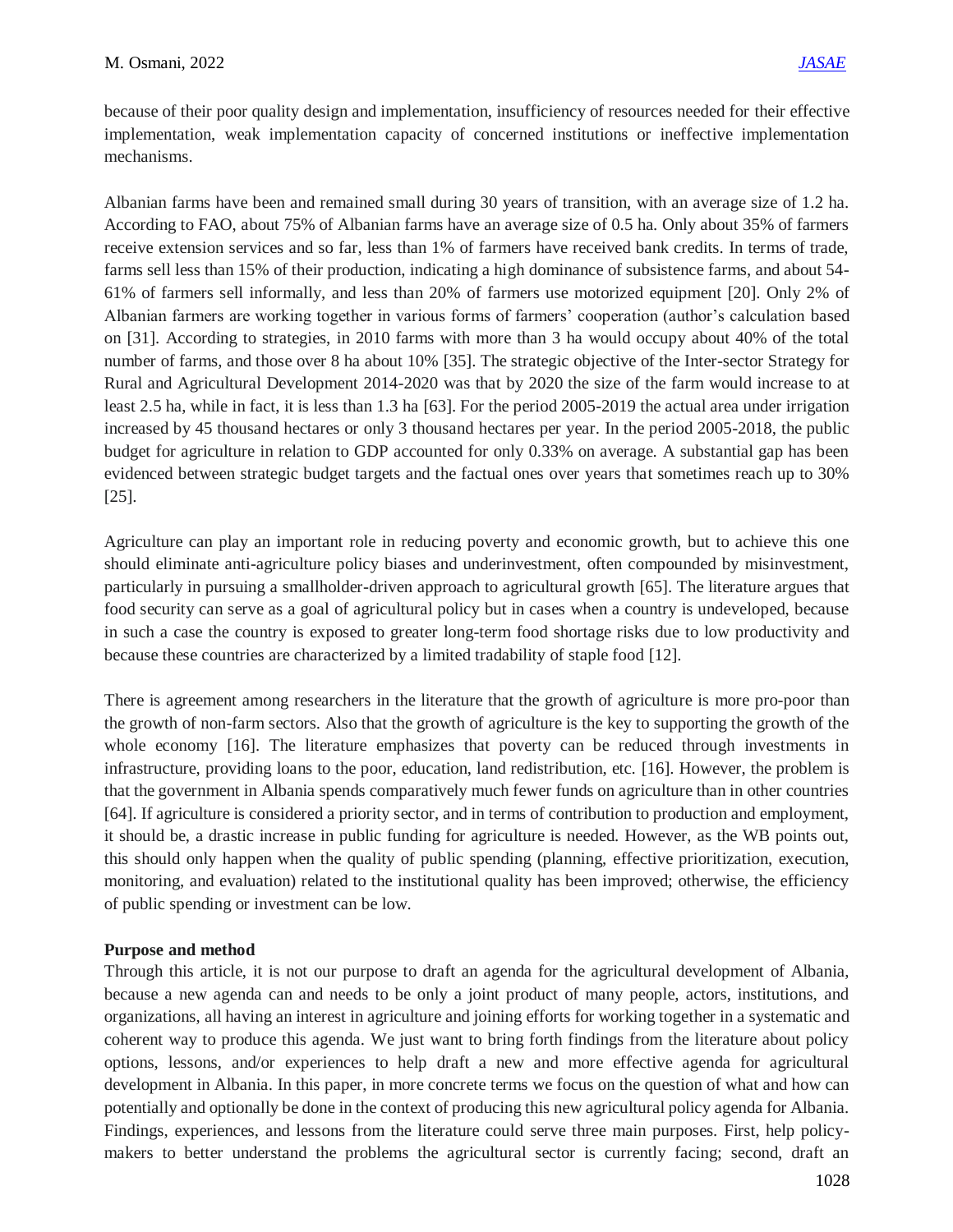because of their poor quality design and implementation, insufficiency of resources needed for their effective implementation, weak implementation capacity of concerned institutions or ineffective implementation mechanisms.

Albanian farms have been and remained small during 30 years of transition, with an average size of 1.2 ha. According to FAO, about 75% of Albanian farms have an average size of 0.5 ha. Only about 35% of farmers receive extension services and so far, less than 1% of farmers have received bank credits. In terms of trade, farms sell less than 15% of their production, indicating a high dominance of subsistence farms, and about 54-61% of farmers sell informally, and less than 20% of farmers use motorized equipment [20]. Only 2% of Albanian farmers are working together in various forms of farmers' cooperation (author's calculation based on [31]. According to strategies, in 2010 farms with more than 3 ha would occupy about 40% of the total number of farms, and those over 8 ha about 10% [35]. The strategic objective of the Inter-sector Strategy for Rural and Agricultural Development 2014-2020 was that by 2020 the size of the farm would increase to at least 2.5 ha, while in fact, it is less than 1.3 ha [63]. For the period 2005-2019 the actual area under irrigation increased by 45 thousand hectares or only 3 thousand hectares per year. In the period 2005-2018, the public budget for agriculture in relation to GDP accounted for only 0.33% on average. A substantial gap has been evidenced between strategic budget targets and the factual ones over years that sometimes reach up to 30% [25].

Agriculture can play an important role in reducing poverty and economic growth, but to achieve this one should eliminate anti-agriculture policy biases and underinvestment, often compounded by misinvestment, particularly in pursuing a smallholder-driven approach to agricultural growth [65]. The literature argues that food security can serve as a goal of agricultural policy but in cases when a country is undeveloped, because in such a case the country is exposed to greater long-term food shortage risks due to low productivity and because these countries are characterized by a limited tradability of staple food [12].

There is agreement among researchers in the literature that the growth of agriculture is more pro-poor than the growth of non-farm sectors. Also that the growth of agriculture is the key to supporting the growth of the whole economy [16]. The literature emphasizes that poverty can be reduced through investments in infrastructure, providing loans to the poor, education, land redistribution, etc. [16]. However, the problem is that the government in Albania spends comparatively much fewer funds on agriculture than in other countries [64]. If agriculture is considered a priority sector, and in terms of contribution to production and employment, it should be, a drastic increase in public funding for agriculture is needed. However, as the WB points out, this should only happen when the quality of public spending (planning, effective prioritization, execution, monitoring, and evaluation) related to the institutional quality has been improved; otherwise, the efficiency of public spending or investment can be low.

**Purpose and method**

Through this article, it is not our purpose to draft an agenda for the agricultural development of Albania, because a new agenda can and needs to be only a joint product of many people, actors, institutions, and organizations, all having an interest in agriculture and joining efforts for working together in a systematic and coherent way to produce this agenda. We just want to bring forth findings from the literature about policy options, lessons, and/or experiences to help draft a new and more effective agenda for agricultural development in Albania. In this paper, in more concrete terms we focus on the question of what and how can potentially and optionally be done in the context of producing this new agricultural policy agenda for Albania. Findings, experiences, and lessons from the literature could serve three main purposes. First, help policy-makers to better understand the problems the agricultural sector is currently facing; second, draft an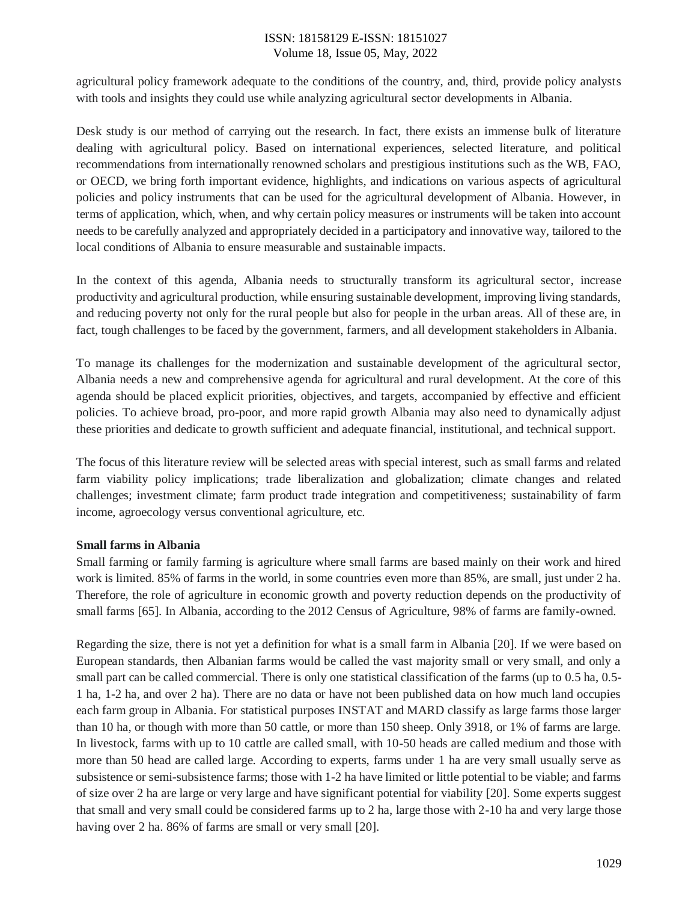agricultural policy framework adequate to the conditions of the country, and, third, provide policy analysts with tools and insights they could use while analyzing agricultural sector developments in Albania.

Desk study is our method of carrying out the research. In fact, there exists an immense bulk of literature dealing with agricultural policy. Based on international experiences, selected literature, and political recommendations from internationally renowned scholars and prestigious institutions such as the WB, FAO, or OECD, we bring forth important evidence, highlights, and indications on various aspects of agricultural policies and policy instruments that can be used for the agricultural development of Albania. However, in terms of application, which, when, and why certain policy measures or instruments will be taken into account needs to be carefully analyzed and appropriately decided in a participatory and innovative way, tailored to the local conditions of Albania to ensure measurable and sustainable impacts.

In the context of this agenda, Albania needs to structurally transform its agricultural sector, increase productivity and agricultural production, while ensuring sustainable development, improving living standards, and reducing poverty not only for the rural people but also for people in the urban areas. All of these are, in fact, tough challenges to be faced by the government, farmers, and all development stakeholders in Albania.

To manage its challenges for the modernization and sustainable development of the agricultural sector, Albania needs a new and comprehensive agenda for agricultural and rural development. At the core of this agenda should be placed explicit priorities, objectives, and targets, accompanied by effective and efficient policies. To achieve broad, pro-poor, and more rapid growth Albania may also need to dynamically adjust these priorities and dedicate to growth sufficient and adequate financial, institutional, and technical support.

The focus of this literature review will be selected areas with special interest, such as small farms and related farm viability policy implications; trade liberalization and globalization; climate changes and related challenges; investment climate; farm product trade integration and competitiveness; sustainability of farm income, agroecology versus conventional agriculture, etc.

**Small farms in Albania**

Small farming or family farming is agriculture where small farms are based mainly on their work and hired work is limited. 85% of farms in the world, in some countries even more than 85%, are small, just under 2 ha. Therefore, the role of agriculture in economic growth and poverty reduction depends on the productivity of small farms [65]. In Albania, according to the 2012 Census of Agriculture, 98% of farms are family-owned.

Regarding the size, there is not yet a definition for what is a small farm in Albania [20]. If we were based on European standards, then Albanian farms would be called the vast majority small or very small, and only a small part can be called commercial. There is only one statistical classification of the farms (up to 0.5 ha, 0.5-1 ha, 1-2 ha, and over 2 ha). There are no data or have not been published data on how much land occupies each farm group in Albania. For statistical purposes INSTAT and MARD classify as large farms those larger than 10 ha, or though with more than 50 cattle, or more than 150 sheep. Only 3918, or 1% of farms are large. In livestock, farms with up to 10 cattle are called small, with 10-50 heads are called medium and those with more than 50 head are called large. According to experts, farms under 1 ha are very small usually serve as subsistence or semi-subsistence farms; those with 1-2 ha have limited or little potential to be viable; and farms of size over 2 ha are large or very large and have significant potential for viability [20]. Some experts suggest that small and very small could be considered farms up to 2 ha, large those with 2-10 ha and very large those having over 2 ha. 86% of farms are small or very small [20].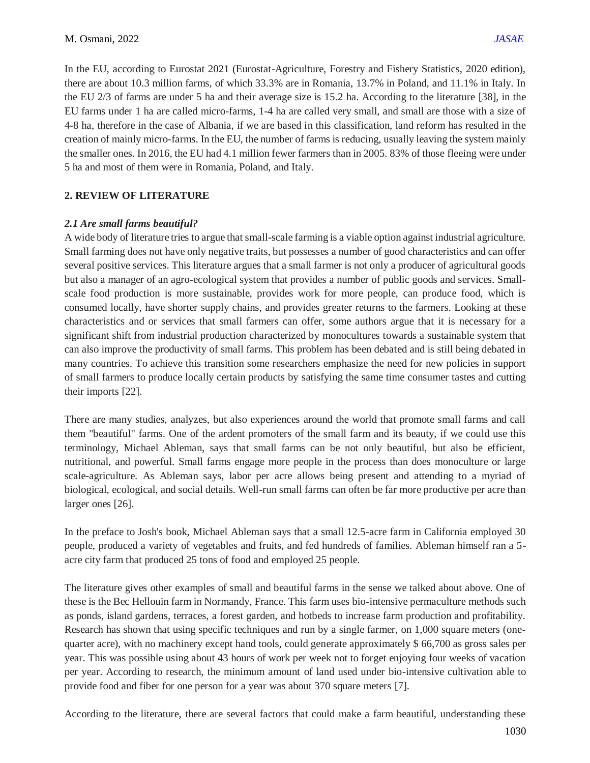In the EU, according to Eurostat 2021 (Eurostat-Agriculture, Forestry and Fishery Statistics, 2020 edition), there are about 10.3 million farms, of which 33.3% are in Romania, 13.7% in Poland, and 11.1% in Italy. In the EU 2/3 of farms are under 5 ha and their average size is 15.2 ha. According to the literature [38], in the EU farms under 1 ha are called micro-farms, 1-4 ha are called very small, and small are those with a size of 4-8 ha, therefore in the case of Albania, if we are based in this classification, land reform has resulted in the creation of mainly micro-farms. In the EU, the number of farms is reducing, usually leaving the system mainly the smaller ones. In 2016, the EU had 4.1 million fewer farmers than in 2005. 83% of those fleeing were under 5 ha and most of them were in Romania, Poland, and Italy.

## 2. REVIEW OF LITERATURE

### *2.1 Are small farms beautiful?*

A wide body of literature tries to argue that small-scale farming is a viable option against industrial agriculture. Small farming does not have only negative traits, but possesses a number of good characteristics and can offer several positive services. This literature argues that a small farmer is not only a producer of agricultural goods but also a manager of an agro-ecological system that provides a number of public goods and services. Small-scale food production is more sustainable, provides work for more people, can produce food, which is consumed locally, have shorter supply chains, and provides greater returns to the farmers. Looking at these characteristics and or services that small farmers can offer, some authors argue that it is necessary for a significant shift from industrial production characterized by monocultures towards a sustainable system that can also improve the productivity of small farms. This problem has been debated and is still being debated in many countries. To achieve this transition some researchers emphasize the need for new policies in support of small farmers to produce locally certain products by satisfying the same time consumer tastes and cutting their imports [22].

There are many studies, analyzes, but also experiences around the world that promote small farms and call them "beautiful" farms. One of the ardent promoters of the small farm and its beauty, if we could use this terminology, Michael Ableman, says that small farms can be not only beautiful, but also be efficient, nutritional, and powerful. Small farms engage more people in the process than does monoculture or large scale-agriculture. As Ableman says, labor per acre allows being present and attending to a myriad of biological, ecological, and social details. Well-run small farms can often be far more productive per acre than larger ones [26].

In the preface to Josh's book, Michael Ableman says that a small 12.5-acre farm in California employed 30 people, produced a variety of vegetables and fruits, and fed hundreds of families. Ableman himself ran a 5-acre city farm that produced 25 tons of food and employed 25 people.

The literature gives other examples of small and beautiful farms in the sense we talked about above. One of these is the Bec Hellouin farm in Normandy, France. This farm uses bio-intensive permaculture methods such as ponds, island gardens, terraces, a forest garden, and hotbeds to increase farm production and profitability. Research has shown that using specific techniques and run by a single farmer, on 1,000 square meters (one-quarter acre), with no machinery except hand tools, could generate approximately $ 66,700 as gross sales per year. This was possible using about 43 hours of work per week not to forget enjoying four weeks of vacation per year. According to research, the minimum amount of land used under bio-intensive cultivation able to provide food and fiber for one person for a year was about 370 square meters [7].

According to the literature, there are several factors that could make a farm beautiful, understanding these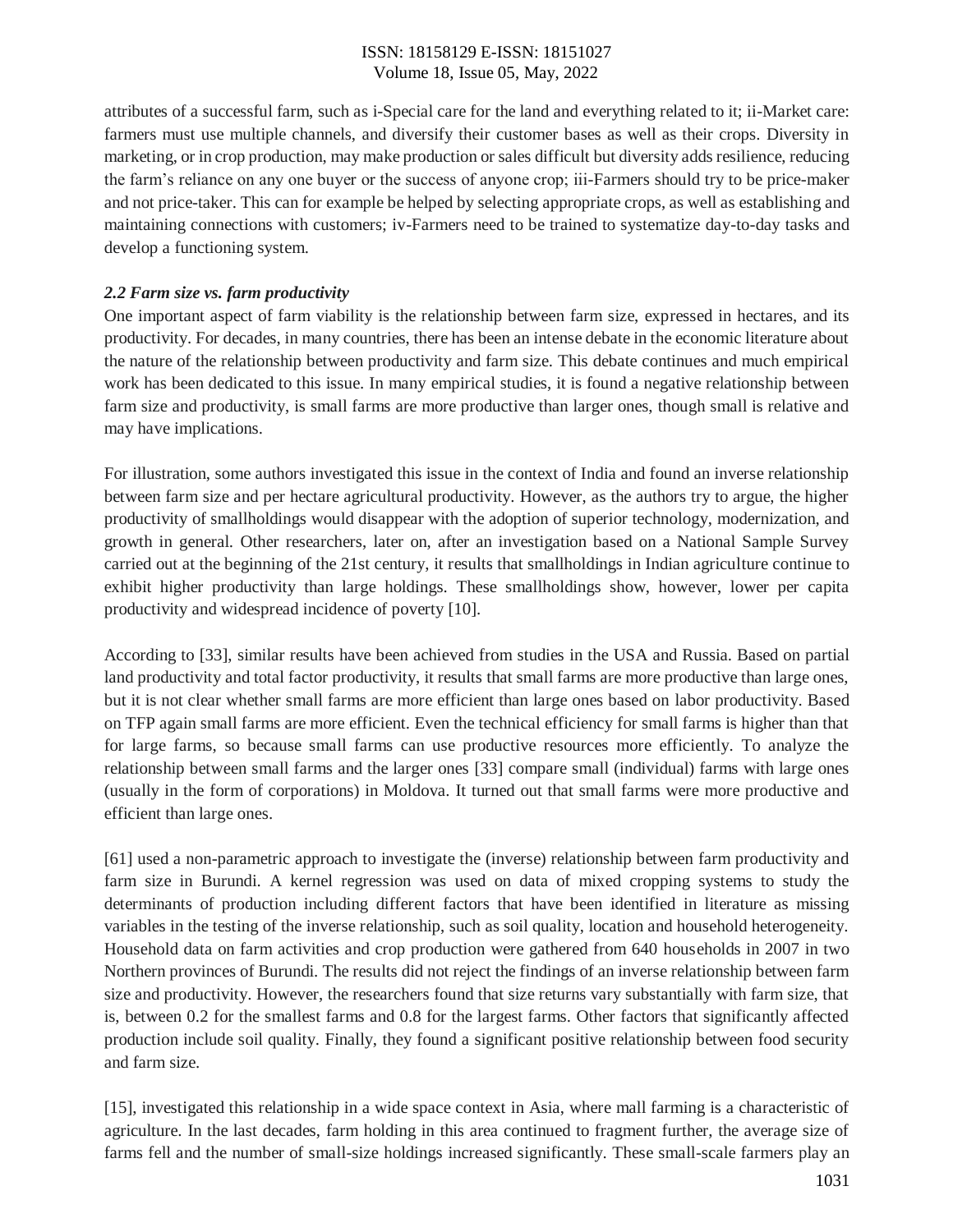attributes of a successful farm, such as i-Special care for the land and everything related to it; ii-Market care: farmers must use multiple channels, and diversify their customer bases as well as their crops. Diversity in marketing, or in crop production, may make production or sales difficult but diversity adds resilience, reducing the farm's reliance on any one buyer or the success of anyone crop; iii-Farmers should try to be price-maker and not price-taker. This can for example be helped by selecting appropriate crops, as well as establishing and maintaining connections with customers; iv-Farmers need to be trained to systematize day-to-day tasks and develop a functioning system.

### *2.2 Farm size vs. farm productivity*

One important aspect of farm viability is the relationship between farm size, expressed in hectares, and its productivity. For decades, in many countries, there has been an intense debate in the economic literature about the nature of the relationship between productivity and farm size. This debate continues and much empirical work has been dedicated to this issue. In many empirical studies, it is found a negative relationship between farm size and productivity, is small farms are more productive than larger ones, though small is relative and may have implications.

For illustration, some authors investigated this issue in the context of India and found an inverse relationship between farm size and per hectare agricultural productivity. However, as the authors try to argue, the higher productivity of smallholdings would disappear with the adoption of superior technology, modernization, and growth in general. Other researchers, later on, after an investigation based on a National Sample Survey carried out at the beginning of the 21st century, it results that smallholdings in Indian agriculture continue to exhibit higher productivity than large holdings. These smallholdings show, however, lower per capita productivity and widespread incidence of poverty [10].

According to [33], similar results have been achieved from studies in the USA and Russia. Based on partial land productivity and total factor productivity, it results that small farms are more productive than large ones, but it is not clear whether small farms are more efficient than large ones based on labor productivity. Based on TFP again small farms are more efficient. Even the technical efficiency for small farms is higher than that for large farms, so because small farms can use productive resources more efficiently. To analyze the relationship between small farms and the larger ones [33] compare small (individual) farms with large ones (usually in the form of corporations) in Moldova. It turned out that small farms were more productive and efficient than large ones.

[61] used a non-parametric approach to investigate the (inverse) relationship between farm productivity and farm size in Burundi. A kernel regression was used on data of mixed cropping systems to study the determinants of production including different factors that have been identified in literature as missing variables in the testing of the inverse relationship, such as soil quality, location and household heterogeneity. Household data on farm activities and crop production were gathered from 640 households in 2007 in two Northern provinces of Burundi. The results did not reject the findings of an inverse relationship between farm size and productivity. However, the researchers found that size returns vary substantially with farm size, that is, between 0.2 for the smallest farms and 0.8 for the largest farms. Other factors that significantly affected production include soil quality. Finally, they found a significant positive relationship between food security and farm size.

[15], investigated this relationship in a wide space context in Asia, where mall farming is a characteristic of agriculture. In the last decades, farm holding in this area continued to fragment further, the average size of farms fell and the number of small-size holdings increased significantly. These small-scale farmers play an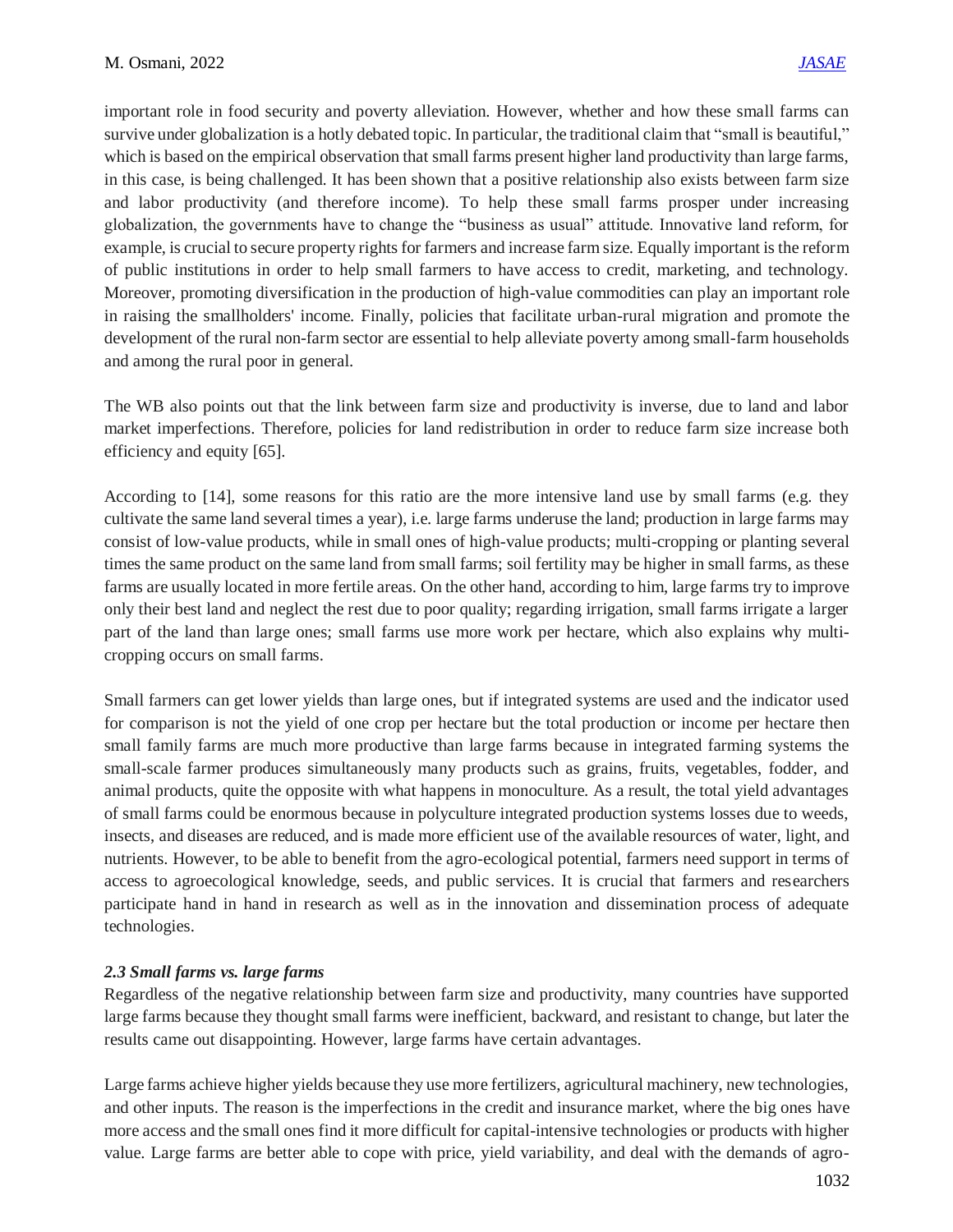important role in food security and poverty alleviation. However, whether and how these small farms can survive under globalization is a hotly debated topic. In particular, the traditional claim that "small is beautiful," which is based on the empirical observation that small farms present higher land productivity than large farms, in this case, is being challenged. It has been shown that a positive relationship also exists between farm size and labor productivity (and therefore income). To help these small farms prosper under increasing globalization, the governments have to change the "business as usual" attitude. Innovative land reform, for example, is crucial to secure property rights for farmers and increase farm size. Equally important is the reform of public institutions in order to help small farmers to have access to credit, marketing, and technology. Moreover, promoting diversification in the production of high-value commodities can play an important role in raising the smallholders' income. Finally, policies that facilitate urban-rural migration and promote the development of the rural non-farm sector are essential to help alleviate poverty among small-farm households and among the rural poor in general.

The WB also points out that the link between farm size and productivity is inverse, due to land and labor market imperfections. Therefore, policies for land redistribution in order to reduce farm size increase both efficiency and equity [65].

According to [14], some reasons for this ratio are the more intensive land use by small farms (e.g. they cultivate the same land several times a year), i.e. large farms underuse the land; production in large farms may consist of low-value products, while in small ones of high-value products; multi-cropping or planting several times the same product on the same land from small farms; soil fertility may be higher in small farms, as these farms are usually located in more fertile areas. On the other hand, according to him, large farms try to improve only their best land and neglect the rest due to poor quality; regarding irrigation, small farms irrigate a larger part of the land than large ones; small farms use more work per hectare, which also explains why multi-cropping occurs on small farms.

Small farmers can get lower yields than large ones, but if integrated systems are used and the indicator used for comparison is not the yield of one crop per hectare but the total production or income per hectare then small family farms are much more productive than large farms because in integrated farming systems the small-scale farmer produces simultaneously many products such as grains, fruits, vegetables, fodder, and animal products, quite the opposite with what happens in monoculture. As a result, the total yield advantages of small farms could be enormous because in polyculture integrated production systems losses due to weeds, insects, and diseases are reduced, and is made more efficient use of the available resources of water, light, and nutrients. However, to be able to benefit from the agro-ecological potential, farmers need support in terms of access to agroecological knowledge, seeds, and public services. It is crucial that farmers and researchers participate hand in hand in research as well as in the innovation and dissemination process of adequate technologies.

### *2.3 Small farms vs. large farms*

Regardless of the negative relationship between farm size and productivity, many countries have supported large farms because they thought small farms were inefficient, backward, and resistant to change, but later the results came out disappointing. However, large farms have certain advantages.

Large farms achieve higher yields because they use more fertilizers, agricultural machinery, new technologies, and other inputs. The reason is the imperfections in the credit and insurance market, where the big ones have more access and the small ones find it more difficult for capital-intensive technologies or products with higher value. Large farms are better able to cope with price, yield variability, and deal with the demands of agro-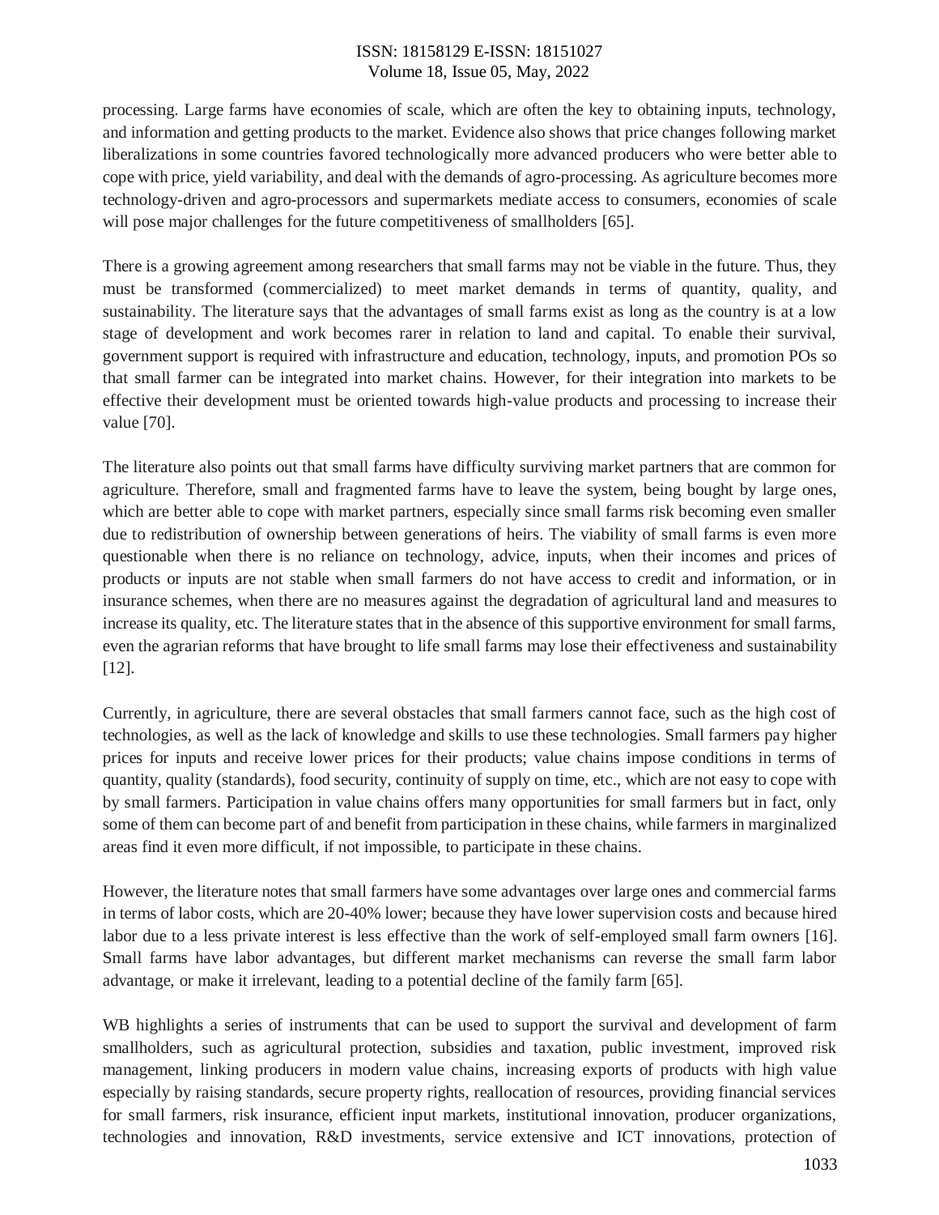processing. Large farms have economies of scale, which are often the key to obtaining inputs, technology, and information and getting products to the market. Evidence also shows that price changes following market liberalizations in some countries favored technologically more advanced producers who were better able to cope with price, yield variability, and deal with the demands of agro-processing. As agriculture becomes more technology-driven and agro-processors and supermarkets mediate access to consumers, economies of scale will pose major challenges for the future competitiveness of smallholders [65].

There is a growing agreement among researchers that small farms may not be viable in the future. Thus, they must be transformed (commercialized) to meet market demands in terms of quantity, quality, and sustainability. The literature says that the advantages of small farms exist as long as the country is at a low stage of development and work becomes rarer in relation to land and capital. To enable their survival, government support is required with infrastructure and education, technology, inputs, and promotion POs so that small farmer can be integrated into market chains. However, for their integration into markets to be effective their development must be oriented towards high-value products and processing to increase their value [70].

The literature also points out that small farms have difficulty surviving market partners that are common for agriculture. Therefore, small and fragmented farms have to leave the system, being bought by large ones, which are better able to cope with market partners, especially since small farms risk becoming even smaller due to redistribution of ownership between generations of heirs. The viability of small farms is even more questionable when there is no reliance on technology, advice, inputs, when their incomes and prices of products or inputs are not stable when small farmers do not have access to credit and information, or in insurance schemes, when there are no measures against the degradation of agricultural land and measures to increase its quality, etc. The literature states that in the absence of this supportive environment for small farms, even the agrarian reforms that have brought to life small farms may lose their effectiveness and sustainability [12].

Currently, in agriculture, there are several obstacles that small farmers cannot face, such as the high cost of technologies, as well as the lack of knowledge and skills to use these technologies. Small farmers pay higher prices for inputs and receive lower prices for their products; value chains impose conditions in terms of quantity, quality (standards), food security, continuity of supply on time, etc., which are not easy to cope with by small farmers. Participation in value chains offers many opportunities for small farmers but in fact, only some of them can become part of and benefit from participation in these chains, while farmers in marginalized areas find it even more difficult, if not impossible, to participate in these chains.

However, the literature notes that small farmers have some advantages over large ones and commercial farms in terms of labor costs, which are 20-40% lower; because they have lower supervision costs and because hired labor due to a less private interest is less effective than the work of self-employed small farm owners [16]. Small farms have labor advantages, but different market mechanisms can reverse the small farm labor advantage, or make it irrelevant, leading to a potential decline of the family farm [65].

WB highlights a series of instruments that can be used to support the survival and development of farm smallholders, such as agricultural protection, subsidies and taxation, public investment, improved risk management, linking producers in modern value chains, increasing exports of products with high value especially by raising standards, secure property rights, reallocation of resources, providing financial services for small farmers, risk insurance, efficient input markets, institutional innovation, producer organizations, technologies and innovation, R&D investments, service extensive and ICT innovations, protection of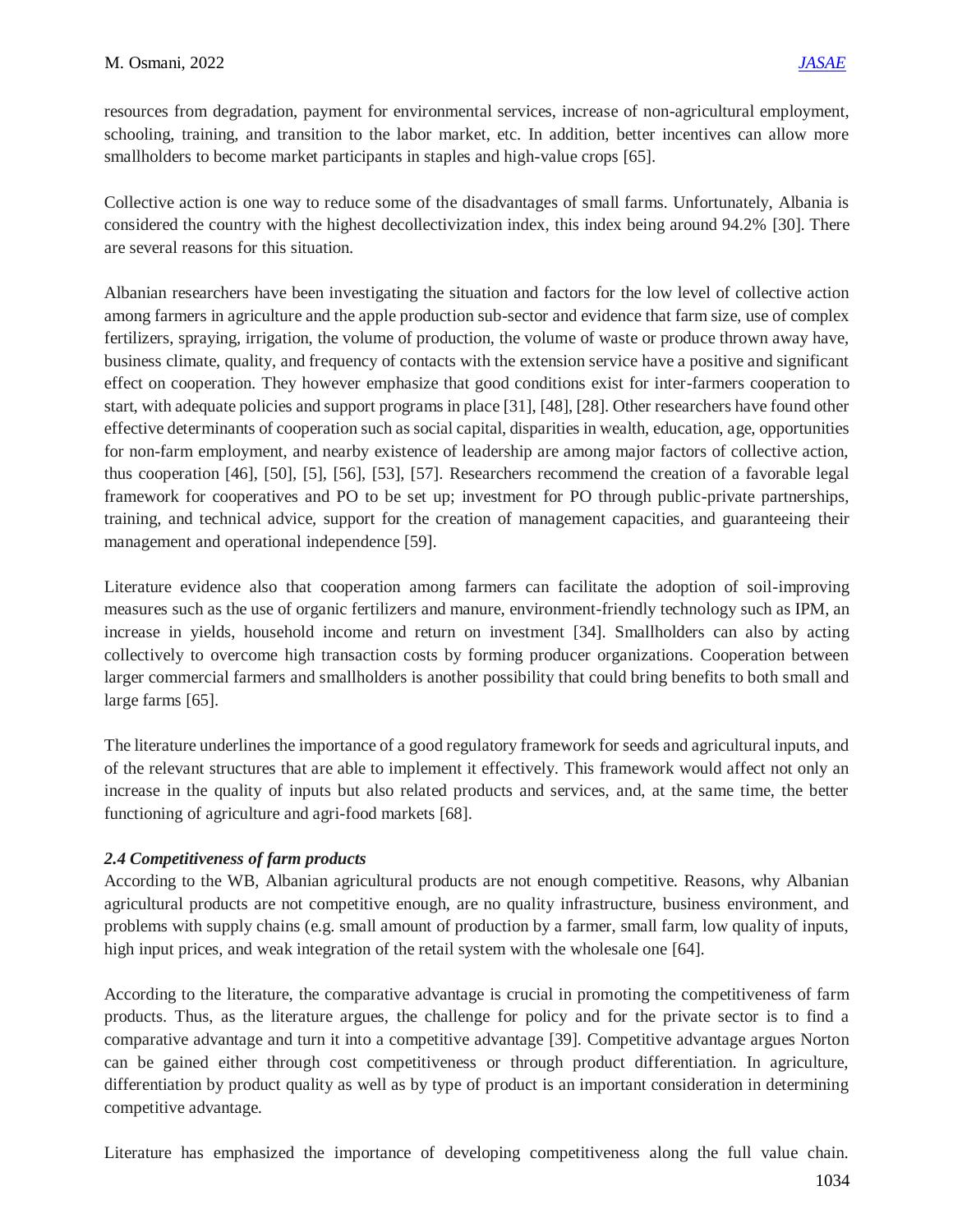resources from degradation, payment for environmental services, increase of non-agricultural employment, schooling, training, and transition to the labor market, etc. In addition, better incentives can allow more smallholders to become market participants in staples and high-value crops [65].

Collective action is one way to reduce some of the disadvantages of small farms. Unfortunately, Albania is considered the country with the highest decollectivization index, this index being around 94.2% [30]. There are several reasons for this situation.

Albanian researchers have been investigating the situation and factors for the low level of collective action among farmers in agriculture and the apple production sub-sector and evidence that farm size, use of complex fertilizers, spraying, irrigation, the volume of production, the volume of waste or produce thrown away have, business climate, quality, and frequency of contacts with the extension service have a positive and significant effect on cooperation. They however emphasize that good conditions exist for inter-farmers cooperation to start, with adequate policies and support programs in place [31], [48], [28]. Other researchers have found other effective determinants of cooperation such as social capital, disparities in wealth, education, age, opportunities for non-farm employment, and nearby existence of leadership are among major factors of collective action, thus cooperation [46], [50], [5], [56], [53], [57]. Researchers recommend the creation of a favorable legal framework for cooperatives and PO to be set up; investment for PO through public-private partnerships, training, and technical advice, support for the creation of management capacities, and guaranteeing their management and operational independence [59].

Literature evidence also that cooperation among farmers can facilitate the adoption of soil-improving measures such as the use of organic fertilizers and manure, environment-friendly technology such as IPM, an increase in yields, household income and return on investment [34]. Smallholders can also by acting collectively to overcome high transaction costs by forming producer organizations. Cooperation between larger commercial farmers and smallholders is another possibility that could bring benefits to both small and large farms [65].

The literature underlines the importance of a good regulatory framework for seeds and agricultural inputs, and of the relevant structures that are able to implement it effectively. This framework would affect not only an increase in the quality of inputs but also related products and services, and, at the same time, the better functioning of agriculture and agri-food markets [68].

### *2.4 Competitiveness of farm products*

According to the WB, Albanian agricultural products are not enough competitive. Reasons, why Albanian agricultural products are not competitive enough, are no quality infrastructure, business environment, and problems with supply chains (e.g. small amount of production by a farmer, small farm, low quality of inputs, high input prices, and weak integration of the retail system with the wholesale one [64].

According to the literature, the comparative advantage is crucial in promoting the competitiveness of farm products. Thus, as the literature argues, the challenge for policy and for the private sector is to find a comparative advantage and turn it into a competitive advantage [39]. Competitive advantage argues Norton can be gained either through cost competitiveness or through product differentiation. In agriculture, differentiation by product quality as well as by type of product is an important consideration in determining competitive advantage.

Literature has emphasized the importance of developing competitiveness along the full value chain.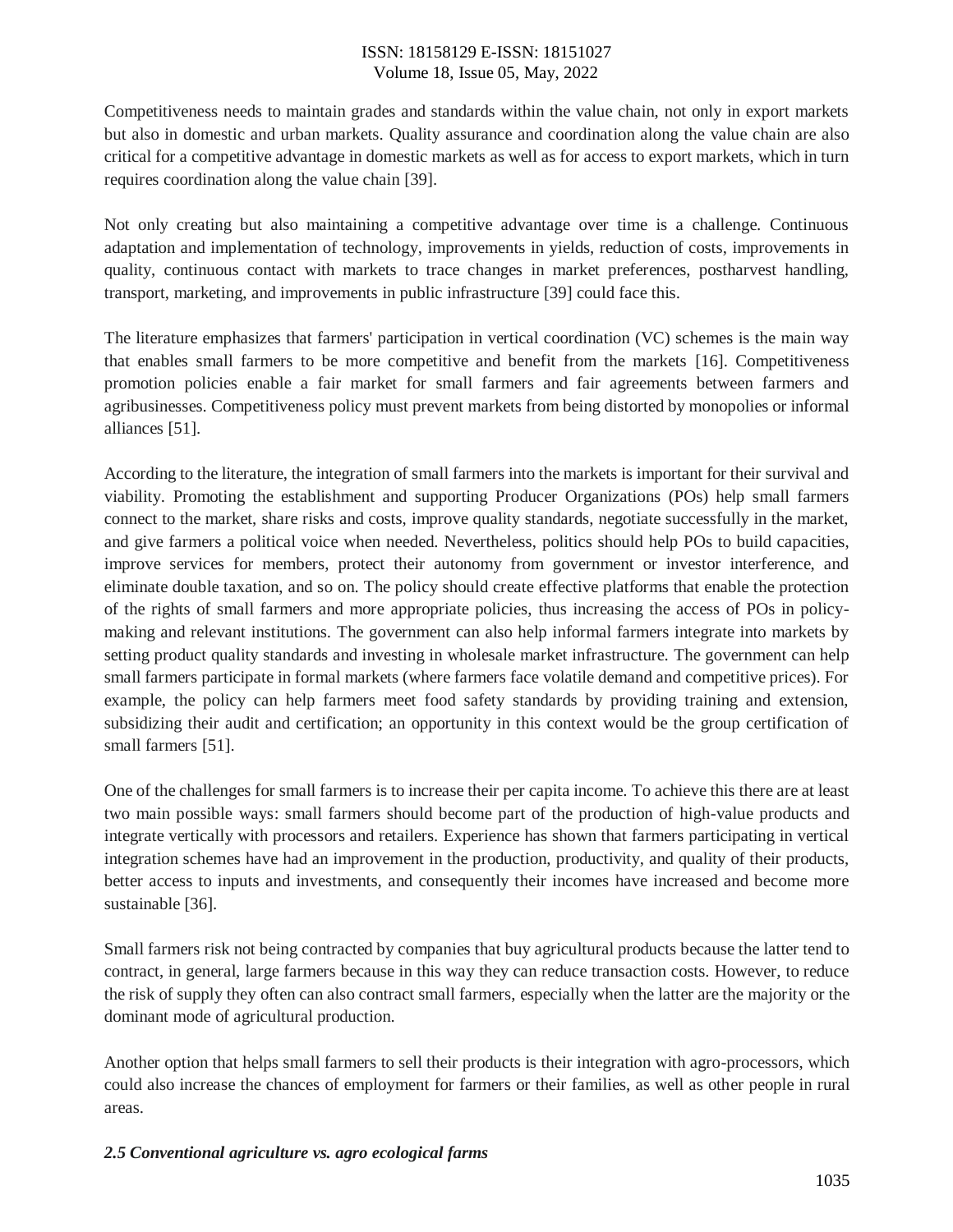Competitiveness needs to maintain grades and standards within the value chain, not only in export markets but also in domestic and urban markets. Quality assurance and coordination along the value chain are also critical for a competitive advantage in domestic markets as well as for access to export markets, which in turn requires coordination along the value chain [39].

Not only creating but also maintaining a competitive advantage over time is a challenge. Continuous adaptation and implementation of technology, improvements in yields, reduction of costs, improvements in quality, continuous contact with markets to trace changes in market preferences, postharvest handling, transport, marketing, and improvements in public infrastructure [39] could face this.

The literature emphasizes that farmers' participation in vertical coordination (VC) schemes is the main way that enables small farmers to be more competitive and benefit from the markets [16]. Competitiveness promotion policies enable a fair market for small farmers and fair agreements between farmers and agribusinesses. Competitiveness policy must prevent markets from being distorted by monopolies or informal alliances [51].

According to the literature, the integration of small farmers into the markets is important for their survival and viability. Promoting the establishment and supporting Producer Organizations (POs) help small farmers connect to the market, share risks and costs, improve quality standards, negotiate successfully in the market, and give farmers a political voice when needed. Nevertheless, politics should help POs to build capacities, improve services for members, protect their autonomy from government or investor interference, and eliminate double taxation, and so on. The policy should create effective platforms that enable the protection of the rights of small farmers and more appropriate policies, thus increasing the access of POs in policy-making and relevant institutions. The government can also help informal farmers integrate into markets by setting product quality standards and investing in wholesale market infrastructure. The government can help small farmers participate in formal markets (where farmers face volatile demand and competitive prices). For example, the policy can help farmers meet food safety standards by providing training and extension, subsidizing their audit and certification; an opportunity in this context would be the group certification of small farmers [51].

One of the challenges for small farmers is to increase their per capita income. To achieve this there are at least two main possible ways: small farmers should become part of the production of high-value products and integrate vertically with processors and retailers. Experience has shown that farmers participating in vertical integration schemes have had an improvement in the production, productivity, and quality of their products, better access to inputs and investments, and consequently their incomes have increased and become more sustainable [36].

Small farmers risk not being contracted by companies that buy agricultural products because the latter tend to contract, in general, large farmers because in this way they can reduce transaction costs. However, to reduce the risk of supply they often can also contract small farmers, especially when the latter are the majority or the dominant mode of agricultural production.

Another option that helps small farmers to sell their products is their integration with agro-processors, which could also increase the chances of employment for farmers or their families, as well as other people in rural areas.

### *2.5 Conventional agriculture vs. agro ecological farms*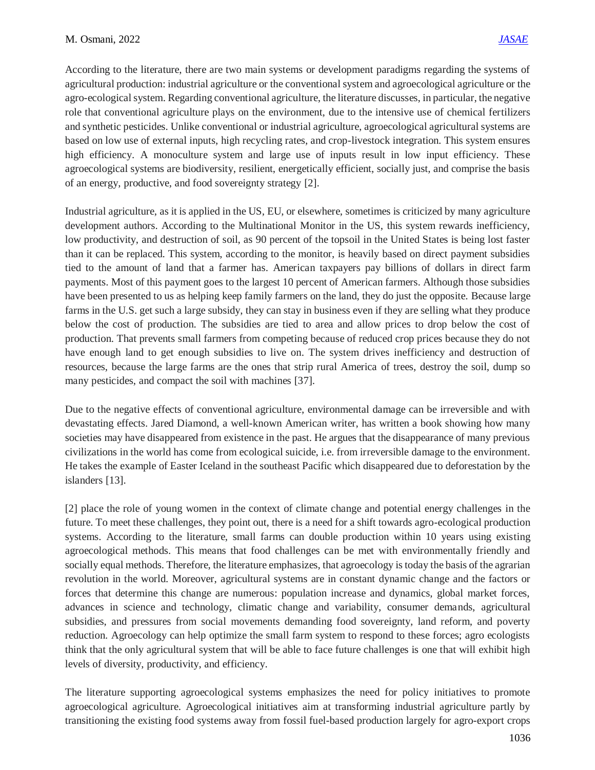According to the literature, there are two main systems or development paradigms regarding the systems of agricultural production: industrial agriculture or the conventional system and agroecological agriculture or the agro-ecological system. Regarding conventional agriculture, the literature discusses, in particular, the negative role that conventional agriculture plays on the environment, due to the intensive use of chemical fertilizers and synthetic pesticides. Unlike conventional or industrial agriculture, agroecological agricultural systems are based on low use of external inputs, high recycling rates, and crop-livestock integration. This system ensures high efficiency. A monoculture system and large use of inputs result in low input efficiency. These agroecological systems are biodiversity, resilient, energetically efficient, socially just, and comprise the basis of an energy, productive, and food sovereignty strategy [2].

Industrial agriculture, as it is applied in the US, EU, or elsewhere, sometimes is criticized by many agriculture development authors. According to the Multinational Monitor in the US, this system rewards inefficiency, low productivity, and destruction of soil, as 90 percent of the topsoil in the United States is being lost faster than it can be replaced. This system, according to the monitor, is heavily based on direct payment subsidies tied to the amount of land that a farmer has. American taxpayers pay billions of dollars in direct farm payments. Most of this payment goes to the largest 10 percent of American farmers. Although those subsidies have been presented to us as helping keep family farmers on the land, they do just the opposite. Because large farms in the U.S. get such a large subsidy, they can stay in business even if they are selling what they produce below the cost of production. The subsidies are tied to area and allow prices to drop below the cost of production. That prevents small farmers from competing because of reduced crop prices because they do not have enough land to get enough subsidies to live on. The system drives inefficiency and destruction of resources, because the large farms are the ones that strip rural America of trees, destroy the soil, dump so many pesticides, and compact the soil with machines [37].

Due to the negative effects of conventional agriculture, environmental damage can be irreversible and with devastating effects. Jared Diamond, a well-known American writer, has written a book showing how many societies may have disappeared from existence in the past. He argues that the disappearance of many previous civilizations in the world has come from ecological suicide, i.e. from irreversible damage to the environment. He takes the example of Easter Iceland in the southeast Pacific which disappeared due to deforestation by the islanders [13].

[2] place the role of young women in the context of climate change and potential energy challenges in the future. To meet these challenges, they point out, there is a need for a shift towards agro-ecological production systems. According to the literature, small farms can double production within 10 years using existing agroecological methods. This means that food challenges can be met with environmentally friendly and socially equal methods. Therefore, the literature emphasizes, that agroecology is today the basis of the agrarian revolution in the world. Moreover, agricultural systems are in constant dynamic change and the factors or forces that determine this change are numerous: population increase and dynamics, global market forces, advances in science and technology, climatic change and variability, consumer demands, agricultural subsidies, and pressures from social movements demanding food sovereignty, land reform, and poverty reduction. Agroecology can help optimize the small farm system to respond to these forces; agro ecologists think that the only agricultural system that will be able to face future challenges is one that will exhibit high levels of diversity, productivity, and efficiency.

The literature supporting agroecological systems emphasizes the need for policy initiatives to promote agroecological agriculture. Agroecological initiatives aim at transforming industrial agriculture partly by transitioning the existing food systems away from fossil fuel-based production largely for agro-export crops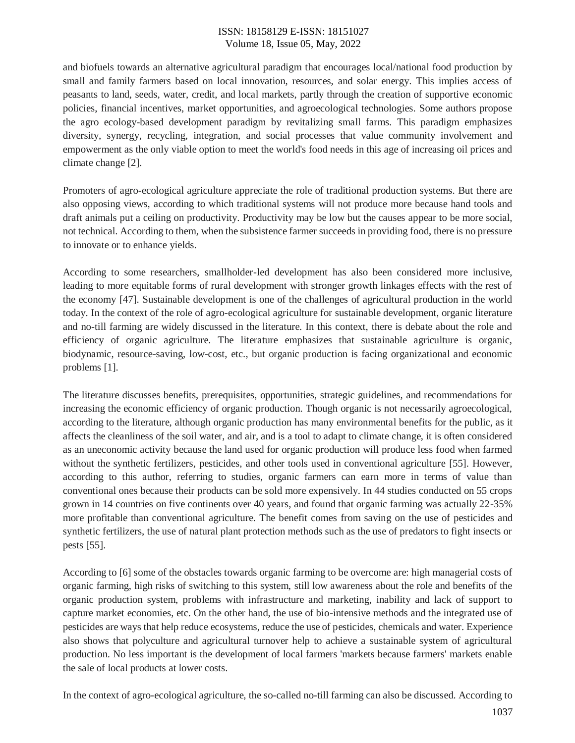and biofuels towards an alternative agricultural paradigm that encourages local/national food production by small and family farmers based on local innovation, resources, and solar energy. This implies access of peasants to land, seeds, water, credit, and local markets, partly through the creation of supportive economic policies, financial incentives, market opportunities, and agroecological technologies. Some authors propose the agro ecology-based development paradigm by revitalizing small farms. This paradigm emphasizes diversity, synergy, recycling, integration, and social processes that value community involvement and empowerment as the only viable option to meet the world's food needs in this age of increasing oil prices and climate change [2].

Promoters of agro-ecological agriculture appreciate the role of traditional production systems. But there are also opposing views, according to which traditional systems will not produce more because hand tools and draft animals put a ceiling on productivity. Productivity may be low but the causes appear to be more social, not technical. According to them, when the subsistence farmer succeeds in providing food, there is no pressure to innovate or to enhance yields.

According to some researchers, smallholder-led development has also been considered more inclusive, leading to more equitable forms of rural development with stronger growth linkages effects with the rest of the economy [47]. Sustainable development is one of the challenges of agricultural production in the world today. In the context of the role of agro-ecological agriculture for sustainable development, organic literature and no-till farming are widely discussed in the literature. In this context, there is debate about the role and efficiency of organic agriculture. The literature emphasizes that sustainable agriculture is organic, biodynamic, resource-saving, low-cost, etc., but organic production is facing organizational and economic problems [1].

The literature discusses benefits, prerequisites, opportunities, strategic guidelines, and recommendations for increasing the economic efficiency of organic production. Though organic is not necessarily agroecological, according to the literature, although organic production has many environmental benefits for the public, as it affects the cleanliness of the soil water, and air, and is a tool to adapt to climate change, it is often considered as an uneconomic activity because the land used for organic production will produce less food when farmed without the synthetic fertilizers, pesticides, and other tools used in conventional agriculture [55]. However, according to this author, referring to studies, organic farmers can earn more in terms of value than conventional ones because their products can be sold more expensively. In 44 studies conducted on 55 crops grown in 14 countries on five continents over 40 years, and found that organic farming was actually 22-35% more profitable than conventional agriculture. The benefit comes from saving on the use of pesticides and synthetic fertilizers, the use of natural plant protection methods such as the use of predators to fight insects or pests [55].

According to [6] some of the obstacles towards organic farming to be overcome are: high managerial costs of organic farming, high risks of switching to this system, still low awareness about the role and benefits of the organic production system, problems with infrastructure and marketing, inability and lack of support to capture market economies, etc. On the other hand, the use of bio-intensive methods and the integrated use of pesticides are ways that help reduce ecosystems, reduce the use of pesticides, chemicals and water. Experience also shows that polyculture and agricultural turnover help to achieve a sustainable system of agricultural production. No less important is the development of local farmers 'markets because farmers' markets enable the sale of local products at lower costs.

In the context of agro-ecological agriculture, the so-called no-till farming can also be discussed. According to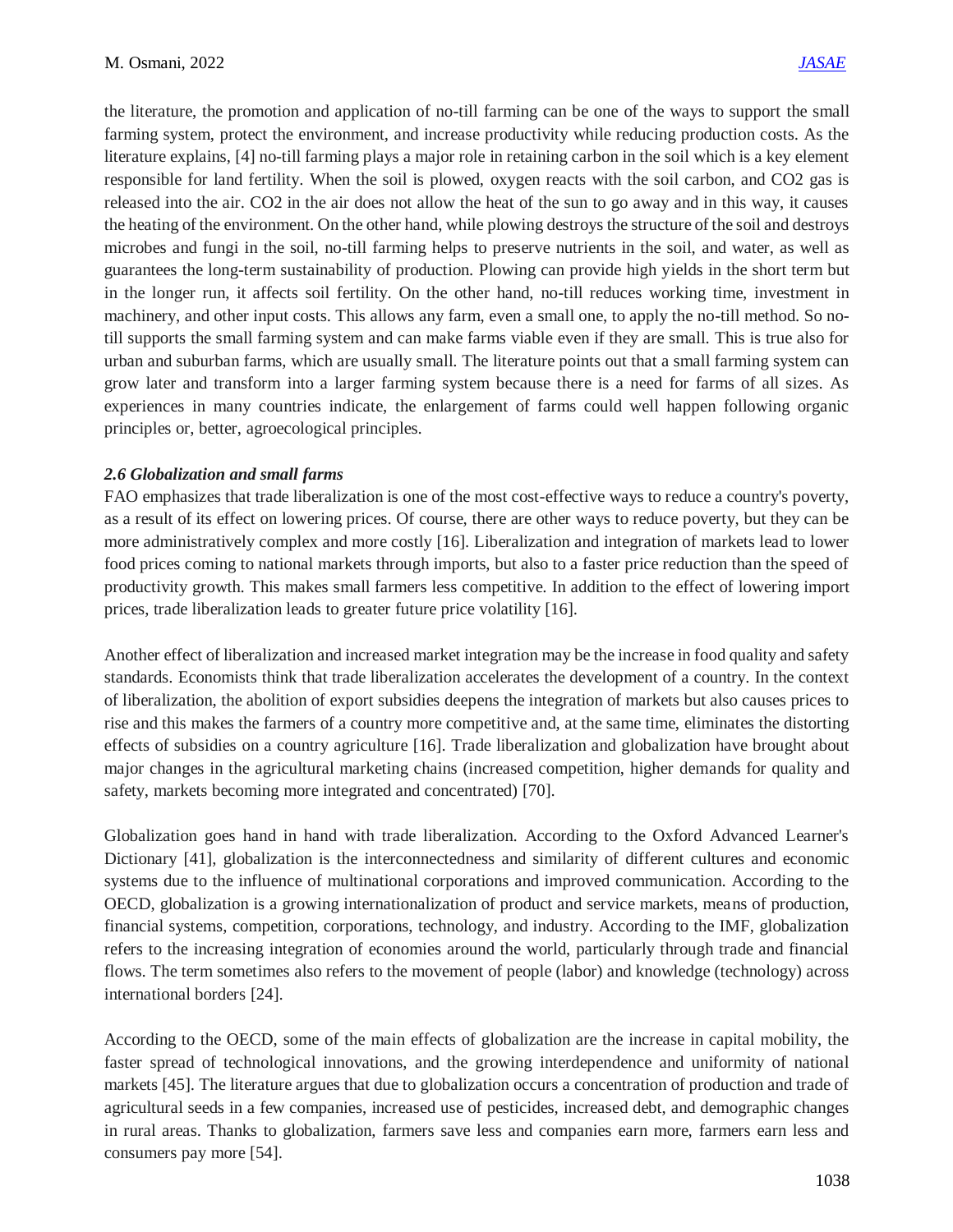the literature, the promotion and application of no-till farming can be one of the ways to support the small farming system, protect the environment, and increase productivity while reducing production costs. As the literature explains, [4] no-till farming plays a major role in retaining carbon in the soil which is a key element responsible for land fertility. When the soil is plowed, oxygen reacts with the soil carbon, and $CO_2$ gas is released into the air. $CO_2$ in the air does not allow the heat of the sun to go away and in this way, it causes the heating of the environment. On the other hand, while plowing destroys the structure of the soil and destroys microbes and fungi in the soil, no-till farming helps to preserve nutrients in the soil, and water, as well as guarantees the long-term sustainability of production. Plowing can provide high yields in the short term but in the longer run, it affects soil fertility. On the other hand, no-till reduces working time, investment in machinery, and other input costs. This allows any farm, even a small one, to apply the no-till method. So no-till supports the small farming system and can make farms viable even if they are small. This is true also for urban and suburban farms, which are usually small. The literature points out that a small farming system can grow later and transform into a larger farming system because there is a need for farms of all sizes. As experiences in many countries indicate, the enlargement of farms could well happen following organic principles or, better, agroecological principles.

### *2.6 Globalization and small farms*

FAO emphasizes that trade liberalization is one of the most cost-effective ways to reduce a country's poverty, as a result of its effect on lowering prices. Of course, there are other ways to reduce poverty, but they can be more administratively complex and more costly [16]. Liberalization and integration of markets lead to lower food prices coming to national markets through imports, but also to a faster price reduction than the speed of productivity growth. This makes small farmers less competitive. In addition to the effect of lowering import prices, trade liberalization leads to greater future price volatility [16].

Another effect of liberalization and increased market integration may be the increase in food quality and safety standards. Economists think that trade liberalization accelerates the development of a country. In the context of liberalization, the abolition of export subsidies deepens the integration of markets but also causes prices to rise and this makes the farmers of a country more competitive and, at the same time, eliminates the distorting effects of subsidies on a country agriculture [16]. Trade liberalization and globalization have brought about major changes in the agricultural marketing chains (increased competition, higher demands for quality and safety, markets becoming more integrated and concentrated) [70].

Globalization goes hand in hand with trade liberalization. According to the Oxford Advanced Learner's Dictionary [41], globalization is the interconnectedness and similarity of different cultures and economic systems due to the influence of multinational corporations and improved communication. According to the OECD, globalization is a growing internationalization of product and service markets, means of production, financial systems, competition, corporations, technology, and industry. According to the IMF, globalization refers to the increasing integration of economies around the world, particularly through trade and financial flows. The term sometimes also refers to the movement of people (labor) and knowledge (technology) across international borders [24].

According to the OECD, some of the main effects of globalization are the increase in capital mobility, the faster spread of technological innovations, and the growing interdependence and uniformity of national markets [45]. The literature argues that due to globalization occurs a concentration of production and trade of agricultural seeds in a few companies, increased use of pesticides, increased debt, and demographic changes in rural areas. Thanks to globalization, farmers save less and companies earn more, farmers earn less and consumers pay more [54].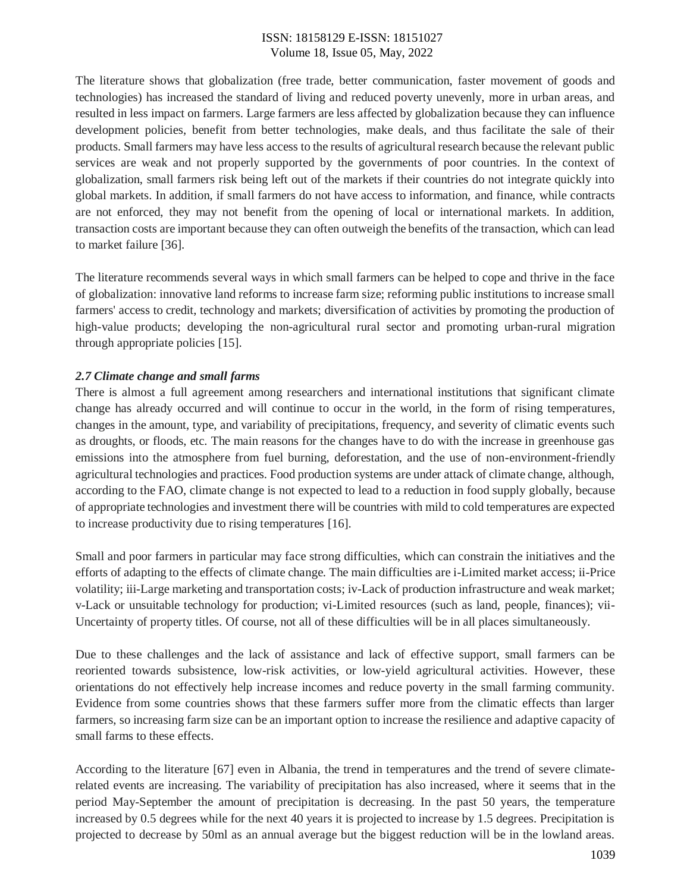The literature shows that globalization (free trade, better communication, faster movement of goods and technologies) has increased the standard of living and reduced poverty unevenly, more in urban areas, and resulted in less impact on farmers. Large farmers are less affected by globalization because they can influence development policies, benefit from better technologies, make deals, and thus facilitate the sale of their products. Small farmers may have less access to the results of agricultural research because the relevant public services are weak and not properly supported by the governments of poor countries. In the context of globalization, small farmers risk being left out of the markets if their countries do not integrate quickly into global markets. In addition, if small farmers do not have access to information, and finance, while contracts are not enforced, they may not benefit from the opening of local or international markets. In addition, transaction costs are important because they can often outweigh the benefits of the transaction, which can lead to market failure [36].

The literature recommends several ways in which small farmers can be helped to cope and thrive in the face of globalization: innovative land reforms to increase farm size; reforming public institutions to increase small farmers' access to credit, technology and markets; diversification of activities by promoting the production of high-value products; developing the non-agricultural rural sector and promoting urban-rural migration through appropriate policies [15].

### *2.7 Climate change and small farms*

There is almost a full agreement among researchers and international institutions that significant climate change has already occurred and will continue to occur in the world, in the form of rising temperatures, changes in the amount, type, and variability of precipitations, frequency, and severity of climatic events such as droughts, or floods, etc. The main reasons for the changes have to do with the increase in greenhouse gas emissions into the atmosphere from fuel burning, deforestation, and the use of non-environment-friendly agricultural technologies and practices. Food production systems are under attack of climate change, although, according to the FAO, climate change is not expected to lead to a reduction in food supply globally, because of appropriate technologies and investment there will be countries with mild to cold temperatures are expected to increase productivity due to rising temperatures [16].

Small and poor farmers in particular may face strong difficulties, which can constrain the initiatives and the efforts of adapting to the effects of climate change. The main difficulties are i-Limited market access; ii-Price volatility; iii-Large marketing and transportation costs; iv-Lack of production infrastructure and weak market; v-Lack or unsuitable technology for production; vi-Limited resources (such as land, people, finances); vii-Uncertainty of property titles. Of course, not all of these difficulties will be in all places simultaneously.

Due to these challenges and the lack of assistance and lack of effective support, small farmers can be reoriented towards subsistence, low-risk activities, or low-yield agricultural activities. However, these orientations do not effectively help increase incomes and reduce poverty in the small farming community. Evidence from some countries shows that these farmers suffer more from the climatic effects than larger farmers, so increasing farm size can be an important option to increase the resilience and adaptive capacity of small farms to these effects.

According to the literature [67] even in Albania, the trend in temperatures and the trend of severe climate-related events are increasing. The variability of precipitation has also increased, where it seems that in the period May-September the amount of precipitation is decreasing. In the past 50 years, the temperature increased by 0.5 degrees while for the next 40 years it is projected to increase by 1.5 degrees. Precipitation is projected to decrease by 50ml as an annual average but the biggest reduction will be in the lowland areas.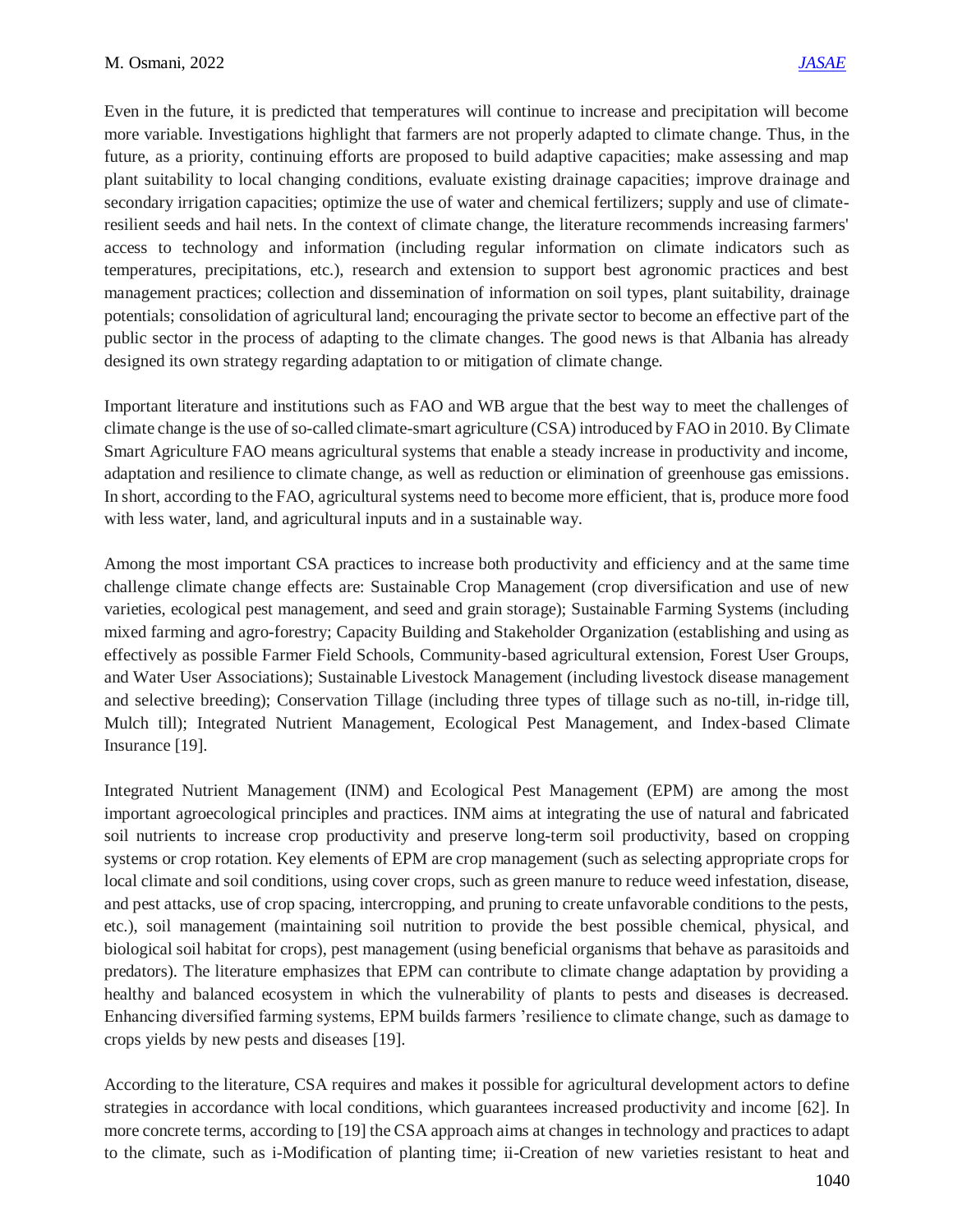Even in the future, it is predicted that temperatures will continue to increase and precipitation will become more variable. Investigations highlight that farmers are not properly adapted to climate change. Thus, in the future, as a priority, continuing efforts are proposed to build adaptive capacities; make assessing and map plant suitability to local changing conditions, evaluate existing drainage capacities; improve drainage and secondary irrigation capacities; optimize the use of water and chemical fertilizers; supply and use of climate-resilient seeds and hail nets. In the context of climate change, the literature recommends increasing farmers' access to technology and information (including regular information on climate indicators such as temperatures, precipitations, etc.), research and extension to support best agronomic practices and best management practices; collection and dissemination of information on soil types, plant suitability, drainage potentials; consolidation of agricultural land; encouraging the private sector to become an effective part of the public sector in the process of adapting to the climate changes. The good news is that Albania has already designed its own strategy regarding adaptation to or mitigation of climate change.

Important literature and institutions such as FAO and WB argue that the best way to meet the challenges of climate change is the use of so-called climate-smart agriculture (CSA) introduced by FAO in 2010. By Climate Smart Agriculture FAO means agricultural systems that enable a steady increase in productivity and income, adaptation and resilience to climate change, as well as reduction or elimination of greenhouse gas emissions. In short, according to the FAO, agricultural systems need to become more efficient, that is, produce more food with less water, land, and agricultural inputs and in a sustainable way.

Among the most important CSA practices to increase both productivity and efficiency and at the same time challenge climate change effects are: Sustainable Crop Management (crop diversification and use of new varieties, ecological pest management, and seed and grain storage); Sustainable Farming Systems (including mixed farming and agro-forestry; Capacity Building and Stakeholder Organization (establishing and using as effectively as possible Farmer Field Schools, Community-based agricultural extension, Forest User Groups, and Water User Associations); Sustainable Livestock Management (including livestock disease management and selective breeding); Conservation Tillage (including three types of tillage such as no-till, in-ridge till, Mulch till); Integrated Nutrient Management, Ecological Pest Management, and Index-based Climate Insurance [19].

Integrated Nutrient Management (INM) and Ecological Pest Management (EPM) are among the most important agroecological principles and practices. INM aims at integrating the use of natural and fabricated soil nutrients to increase crop productivity and preserve long-term soil productivity, based on cropping systems or crop rotation. Key elements of EPM are crop management (such as selecting appropriate crops for local climate and soil conditions, using cover crops, such as green manure to reduce weed infestation, disease, and pest attacks, use of crop spacing, intercropping, and pruning to create unfavorable conditions to the pests, etc.), soil management (maintaining soil nutrition to provide the best possible chemical, physical, and biological soil habitat for crops), pest management (using beneficial organisms that behave as parasitoids and predators). The literature emphasizes that EPM can contribute to climate change adaptation by providing a healthy and balanced ecosystem in which the vulnerability of plants to pests and diseases is decreased. Enhancing diversified farming systems, EPM builds farmers 'resilience to climate change, such as damage to crops yields by new pests and diseases [19].

According to the literature, CSA requires and makes it possible for agricultural development actors to define strategies in accordance with local conditions, which guarantees increased productivity and income [62]. In more concrete terms, according to [19] the CSA approach aims at changes in technology and practices to adapt to the climate, such as i-Modification of planting time; ii-Creation of new varieties resistant to heat and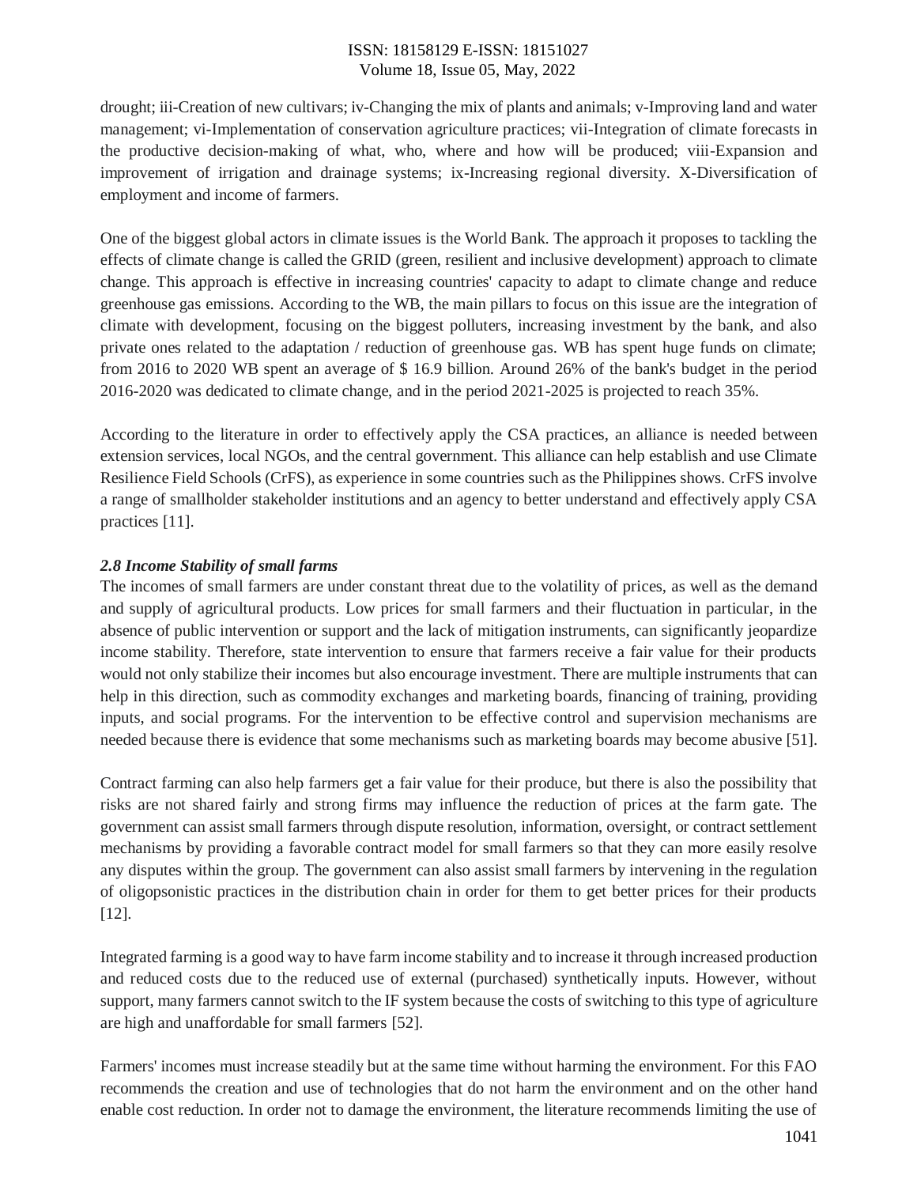drought; iii-Creation of new cultivars; iv-Changing the mix of plants and animals; v-Improving land and water management; vi-Implementation of conservation agriculture practices; vii-Integration of climate forecasts in the productive decision-making of what, who, where and how will be produced; viii-Expansion and improvement of irrigation and drainage systems; ix-Increasing regional diversity. X-Diversification of employment and income of farmers.

One of the biggest global actors in climate issues is the World Bank. The approach it proposes to tackling the effects of climate change is called the GRID (green, resilient and inclusive development) approach to climate change. This approach is effective in increasing countries' capacity to adapt to climate change and reduce greenhouse gas emissions. According to the WB, the main pillars to focus on this issue are the integration of climate with development, focusing on the biggest polluters, increasing investment by the bank, and also private ones related to the adaptation / reduction of greenhouse gas. WB has spent huge funds on climate; from 2016 to 2020 WB spent an average of $ 16.9 billion. Around 26% of the bank's budget in the period 2016-2020 was dedicated to climate change, and in the period 2021-2025 is projected to reach 35%.

According to the literature in order to effectively apply the CSA practices, an alliance is needed between extension services, local NGOs, and the central government. This alliance can help establish and use Climate Resilience Field Schools (CrFS), as experience in some countries such as the Philippines shows. CrFS involve a range of smallholder stakeholder institutions and an agency to better understand and effectively apply CSA practices [11].

### *2.8 Income Stability of small farms*

The incomes of small farmers are under constant threat due to the volatility of prices, as well as the demand and supply of agricultural products. Low prices for small farmers and their fluctuation in particular, in the absence of public intervention or support and the lack of mitigation instruments, can significantly jeopardize income stability. Therefore, state intervention to ensure that farmers receive a fair value for their products would not only stabilize their incomes but also encourage investment. There are multiple instruments that can help in this direction, such as commodity exchanges and marketing boards, financing of training, providing inputs, and social programs. For the intervention to be effective control and supervision mechanisms are needed because there is evidence that some mechanisms such as marketing boards may become abusive [51].

Contract farming can also help farmers get a fair value for their produce, but there is also the possibility that risks are not shared fairly and strong firms may influence the reduction of prices at the farm gate. The government can assist small farmers through dispute resolution, information, oversight, or contract settlement mechanisms by providing a favorable contract model for small farmers so that they can more easily resolve any disputes within the group. The government can also assist small farmers by intervening in the regulation of oligopsonistic practices in the distribution chain in order for them to get better prices for their products [12].

Integrated farming is a good way to have farm income stability and to increase it through increased production and reduced costs due to the reduced use of external (purchased) synthetically inputs. However, without support, many farmers cannot switch to the IF system because the costs of switching to this type of agriculture are high and unaffordable for small farmers [52].

Farmers' incomes must increase steadily but at the same time without harming the environment. For this FAO recommends the creation and use of technologies that do not harm the environment and on the other hand enable cost reduction. In order not to damage the environment, the literature recommends limiting the use of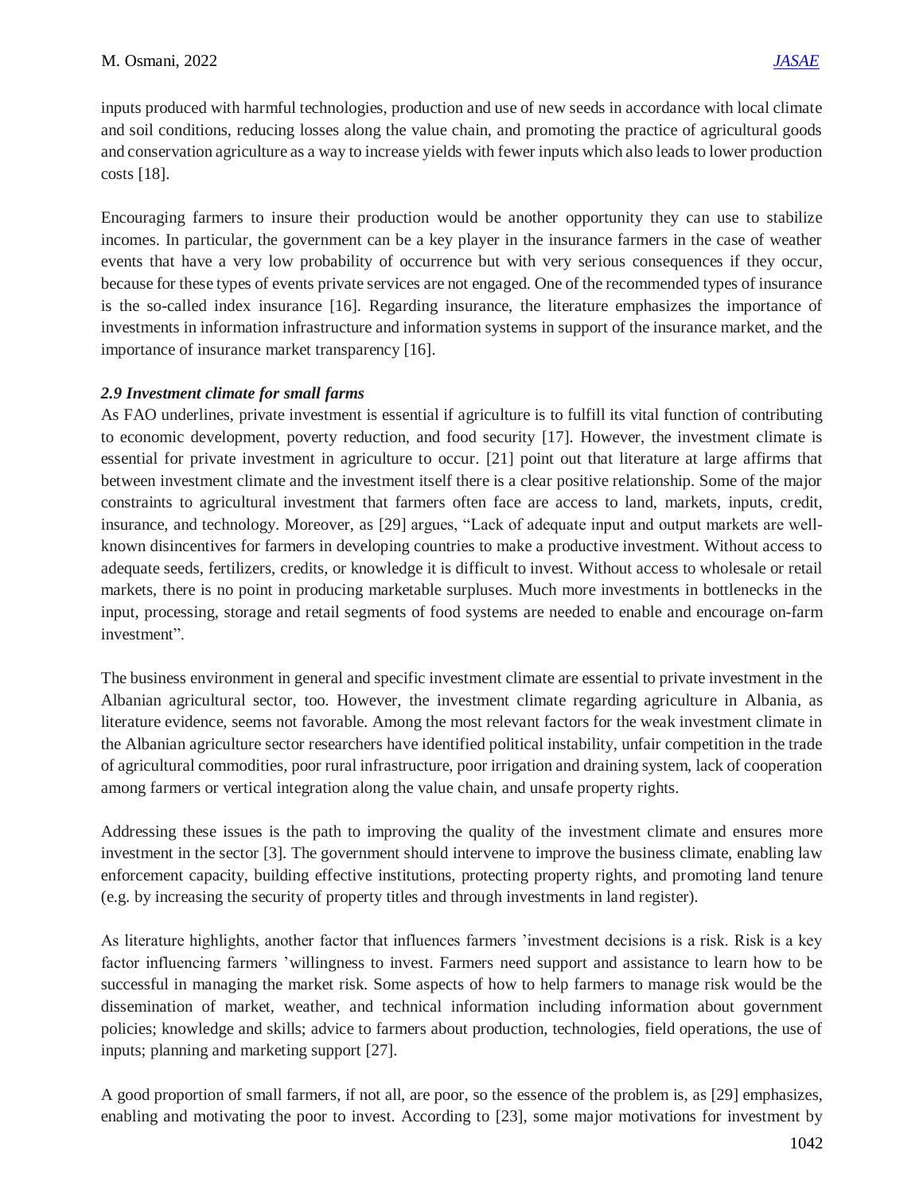inputs produced with harmful technologies, production and use of new seeds in accordance with local climate and soil conditions, reducing losses along the value chain, and promoting the practice of agricultural goods and conservation agriculture as a way to increase yields with fewer inputs which also leads to lower production costs [18].

Encouraging farmers to insure their production would be another opportunity they can use to stabilize incomes. In particular, the government can be a key player in the insurance farmers in the case of weather events that have a very low probability of occurrence but with very serious consequences if they occur, because for these types of events private services are not engaged. One of the recommended types of insurance is the so-called index insurance [16]. Regarding insurance, the literature emphasizes the importance of investments in information infrastructure and information systems in support of the insurance market, and the importance of insurance market transparency [16].

### *2.9 Investment climate for small farms*

As FAO underlines, private investment is essential if agriculture is to fulfill its vital function of contributing to economic development, poverty reduction, and food security [17]. However, the investment climate is essential for private investment in agriculture to occur. [21] point out that literature at large affirms that between investment climate and the investment itself there is a clear positive relationship. Some of the major constraints to agricultural investment that farmers often face are access to land, markets, inputs, credit, insurance, and technology. Moreover, as [29] argues, "Lack of adequate input and output markets are well-known disincentives for farmers in developing countries to make a productive investment. Without access to adequate seeds, fertilizers, credits, or knowledge it is difficult to invest. Without access to wholesale or retail markets, there is no point in producing marketable surpluses. Much more investments in bottlenecks in the input, processing, storage and retail segments of food systems are needed to enable and encourage on-farm investment".

The business environment in general and specific investment climate are essential to private investment in the Albanian agricultural sector, too. However, the investment climate regarding agriculture in Albania, as literature evidence, seems not favorable. Among the most relevant factors for the weak investment climate in the Albanian agriculture sector researchers have identified political instability, unfair competition in the trade of agricultural commodities, poor rural infrastructure, poor irrigation and draining system, lack of cooperation among farmers or vertical integration along the value chain, and unsafe property rights.

Addressing these issues is the path to improving the quality of the investment climate and ensures more investment in the sector [3]. The government should intervene to improve the business climate, enabling law enforcement capacity, building effective institutions, protecting property rights, and promoting land tenure (e.g. by increasing the security of property titles and through investments in land register).

As literature highlights, another factor that influences farmers 'investment decisions is a risk. Risk is a key factor influencing farmers 'willingness to invest. Farmers need support and assistance to learn how to be successful in managing the market risk. Some aspects of how to help farmers to manage risk would be the dissemination of market, weather, and technical information including information about government policies; knowledge and skills; advice to farmers about production, technologies, field operations, the use of inputs; planning and marketing support [27].

A good proportion of small farmers, if not all, are poor, so the essence of the problem is, as [29] emphasizes, enabling and motivating the poor to invest. According to [23], some major motivations for investment by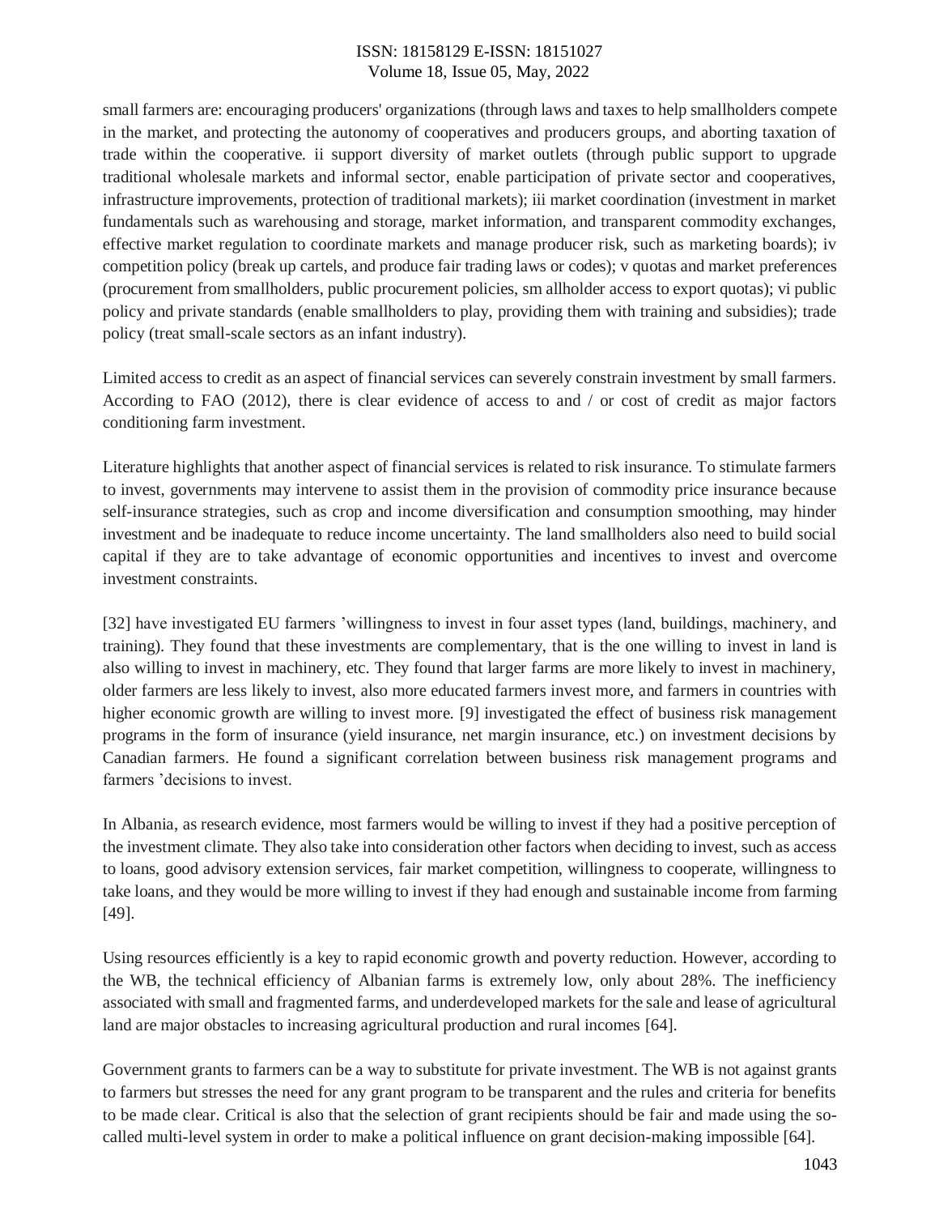small farmers are: encouraging producers' organizations (through laws and taxes to help smallholders compete in the market, and protecting the autonomy of cooperatives and producers groups, and aborting taxation of trade within the cooperative. ii support diversity of market outlets (through public support to upgrade traditional wholesale markets and informal sector, enable participation of private sector and cooperatives, infrastructure improvements, protection of traditional markets); iii market coordination (investment in market fundamentals such as warehousing and storage, market information, and transparent commodity exchanges, effective market regulation to coordinate markets and manage producer risk, such as marketing boards); iv competition policy (break up cartels, and produce fair trading laws or codes); v quotas and market preferences (procurement from smallholders, public procurement policies, sm allholder access to export quotas); vi public policy and private standards (enable smallholders to play, providing them with training and subsidies); trade policy (treat small-scale sectors as an infant industry).

Limited access to credit as an aspect of financial services can severely constrain investment by small farmers. According to FAO (2012), there is clear evidence of access to and / or cost of credit as major factors conditioning farm investment.

Literature highlights that another aspect of financial services is related to risk insurance. To stimulate farmers to invest, governments may intervene to assist them in the provision of commodity price insurance because self-insurance strategies, such as crop and income diversification and consumption smoothing, may hinder investment and be inadequate to reduce income uncertainty. The land smallholders also need to build social capital if they are to take advantage of economic opportunities and incentives to invest and overcome investment constraints.

[32] have investigated EU farmers 'willingness to invest in four asset types (land, buildings, machinery, and training). They found that these investments are complementary, that is the one willing to invest in land is also willing to invest in machinery, etc. They found that larger farms are more likely to invest in machinery, older farmers are less likely to invest, also more educated farmers invest more, and farmers in countries with higher economic growth are willing to invest more. [9] investigated the effect of business risk management programs in the form of insurance (yield insurance, net margin insurance, etc.) on investment decisions by Canadian farmers. He found a significant correlation between business risk management programs and farmers 'decisions to invest.

In Albania, as research evidence, most farmers would be willing to invest if they had a positive perception of the investment climate. They also take into consideration other factors when deciding to invest, such as access to loans, good advisory extension services, fair market competition, willingness to cooperate, willingness to take loans, and they would be more willing to invest if they had enough and sustainable income from farming [49].

Using resources efficiently is a key to rapid economic growth and poverty reduction. However, according to the WB, the technical efficiency of Albanian farms is extremely low, only about 28%. The inefficiency associated with small and fragmented farms, and underdeveloped markets for the sale and lease of agricultural land are major obstacles to increasing agricultural production and rural incomes [64].

Government grants to farmers can be a way to substitute for private investment. The WB is not against grants to farmers but stresses the need for any grant program to be transparent and the rules and criteria for benefits to be made clear. Critical is also that the selection of grant recipients should be fair and made using the so-called multi-level system in order to make a political influence on grant decision-making impossible [64].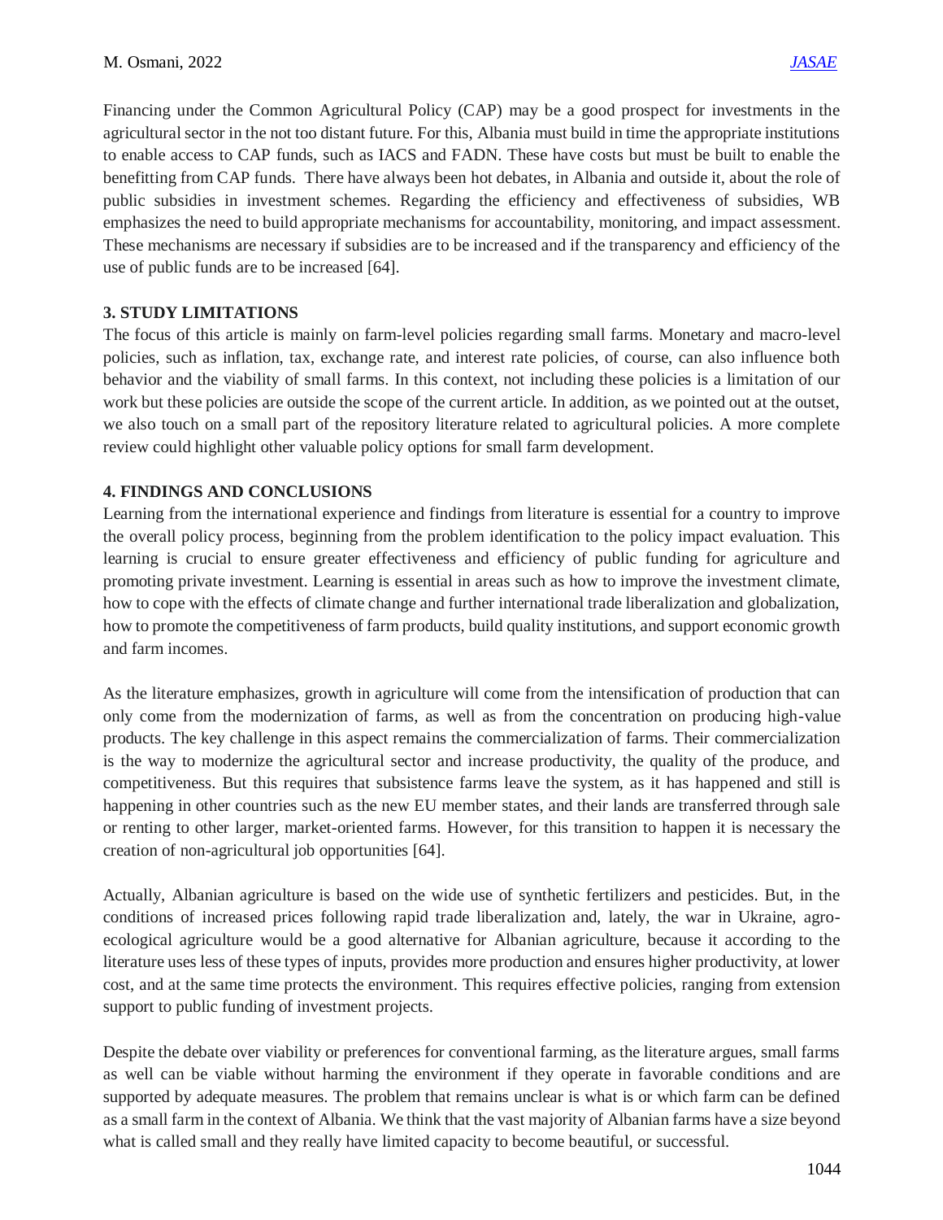Financing under the Common Agricultural Policy (CAP) may be a good prospect for investments in the agricultural sector in the not too distant future. For this, Albania must build in time the appropriate institutions to enable access to CAP funds, such as IACS and FADN. These have costs but must be built to enable the benefitting from CAP funds. There have always been hot debates, in Albania and outside it, about the role of public subsidies in investment schemes. Regarding the efficiency and effectiveness of subsidies, WB emphasizes the need to build appropriate mechanisms for accountability, monitoring, and impact assessment. These mechanisms are necessary if subsidies are to be increased and if the transparency and efficiency of the use of public funds are to be increased [64].

## 3. STUDY LIMITATIONS

The focus of this article is mainly on farm-level policies regarding small farms. Monetary and macro-level policies, such as inflation, tax, exchange rate, and interest rate policies, of course, can also influence both behavior and the viability of small farms. In this context, not including these policies is a limitation of our work but these policies are outside the scope of the current article. In addition, as we pointed out at the outset, we also touch on a small part of the repository literature related to agricultural policies. A more complete review could highlight other valuable policy options for small farm development.

## 4. FINDINGS AND CONCLUSIONS

Learning from the international experience and findings from literature is essential for a country to improve the overall policy process, beginning from the problem identification to the policy impact evaluation. This learning is crucial to ensure greater effectiveness and efficiency of public funding for agriculture and promoting private investment. Learning is essential in areas such as how to improve the investment climate, how to cope with the effects of climate change and further international trade liberalization and globalization, how to promote the competitiveness of farm products, build quality institutions, and support economic growth and farm incomes.

As the literature emphasizes, growth in agriculture will come from the intensification of production that can only come from the modernization of farms, as well as from the concentration on producing high-value products. The key challenge in this aspect remains the commercialization of farms. Their commercialization is the way to modernize the agricultural sector and increase productivity, the quality of the produce, and competitiveness. But this requires that subsistence farms leave the system, as it has happened and still is happening in other countries such as the new EU member states, and their lands are transferred through sale or renting to other larger, market-oriented farms. However, for this transition to happen it is necessary the creation of non-agricultural job opportunities [64].

Actually, Albanian agriculture is based on the wide use of synthetic fertilizers and pesticides. But, in the conditions of increased prices following rapid trade liberalization and, lately, the war in Ukraine, agro-ecological agriculture would be a good alternative for Albanian agriculture, because it according to the literature uses less of these types of inputs, provides more production and ensures higher productivity, at lower cost, and at the same time protects the environment. This requires effective policies, ranging from extension support to public funding of investment projects.

Despite the debate over viability or preferences for conventional farming, as the literature argues, small farms as well can be viable without harming the environment if they operate in favorable conditions and are supported by adequate measures. The problem that remains unclear is what is or which farm can be defined as a small farm in the context of Albania. We think that the vast majority of Albanian farms have a size beyond what is called small and they really have limited capacity to become beautiful, or successful.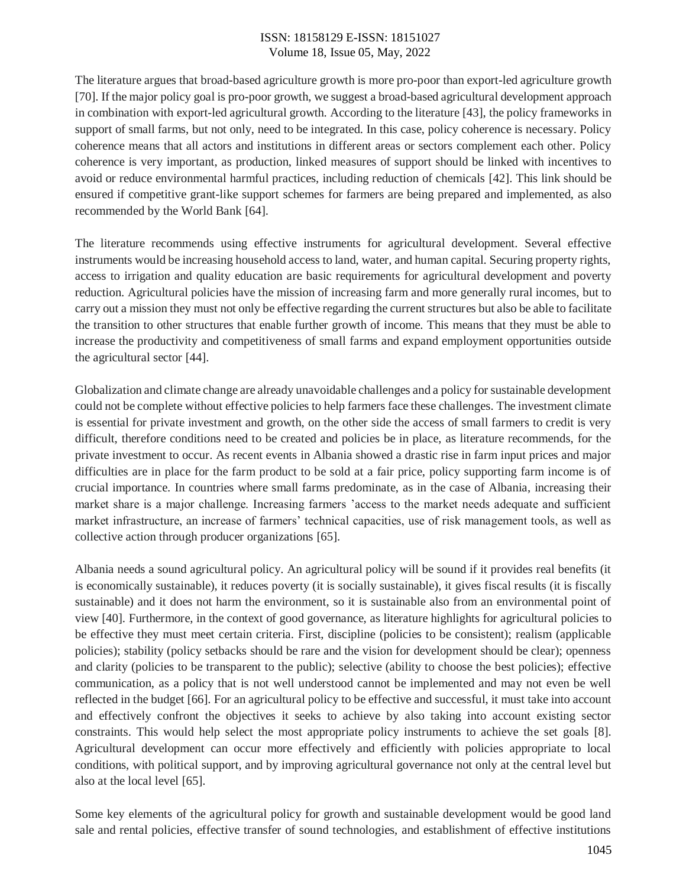The literature argues that broad-based agriculture growth is more pro-poor than export-led agriculture growth [70]. If the major policy goal is pro-poor growth, we suggest a broad-based agricultural development approach in combination with export-led agricultural growth. According to the literature [43], the policy frameworks in support of small farms, but not only, need to be integrated. In this case, policy coherence is necessary. Policy coherence means that all actors and institutions in different areas or sectors complement each other. Policy coherence is very important, as production, linked measures of support should be linked with incentives to avoid or reduce environmental harmful practices, including reduction of chemicals [42]. This link should be ensured if competitive grant-like support schemes for farmers are being prepared and implemented, as also recommended by the World Bank [64].

The literature recommends using effective instruments for agricultural development. Several effective instruments would be increasing household access to land, water, and human capital. Securing property rights, access to irrigation and quality education are basic requirements for agricultural development and poverty reduction. Agricultural policies have the mission of increasing farm and more generally rural incomes, but to carry out a mission they must not only be effective regarding the current structures but also be able to facilitate the transition to other structures that enable further growth of income. This means that they must be able to increase the productivity and competitiveness of small farms and expand employment opportunities outside the agricultural sector [44].

Globalization and climate change are already unavoidable challenges and a policy for sustainable development could not be complete without effective policies to help farmers face these challenges. The investment climate is essential for private investment and growth, on the other side the access of small farmers to credit is very difficult, therefore conditions need to be created and policies be in place, as literature recommends, for the private investment to occur. As recent events in Albania showed a drastic rise in farm input prices and major difficulties are in place for the farm product to be sold at a fair price, policy supporting farm income is of crucial importance. In countries where small farms predominate, as in the case of Albania, increasing their market share is a major challenge. Increasing farmers 'access to the market needs adequate and sufficient market infrastructure, an increase of farmers' technical capacities, use of risk management tools, as well as collective action through producer organizations [65].

Albania needs a sound agricultural policy. An agricultural policy will be sound if it provides real benefits (it is economically sustainable), it reduces poverty (it is socially sustainable), it gives fiscal results (it is fiscally sustainable) and it does not harm the environment, so it is sustainable also from an environmental point of view [40]. Furthermore, in the context of good governance, as literature highlights for agricultural policies to be effective they must meet certain criteria. First, discipline (policies to be consistent); realism (applicable policies); stability (policy setbacks should be rare and the vision for development should be clear); openness and clarity (policies to be transparent to the public); selective (ability to choose the best policies); effective communication, as a policy that is not well understood cannot be implemented and may not even be well reflected in the budget [66]. For an agricultural policy to be effective and successful, it must take into account and effectively confront the objectives it seeks to achieve by also taking into account existing sector constraints. This would help select the most appropriate policy instruments to achieve the set goals [8]. Agricultural development can occur more effectively and efficiently with policies appropriate to local conditions, with political support, and by improving agricultural governance not only at the central level but also at the local level [65].

Some key elements of the agricultural policy for growth and sustainable development would be good land sale and rental policies, effective transfer of sound technologies, and establishment of effective institutions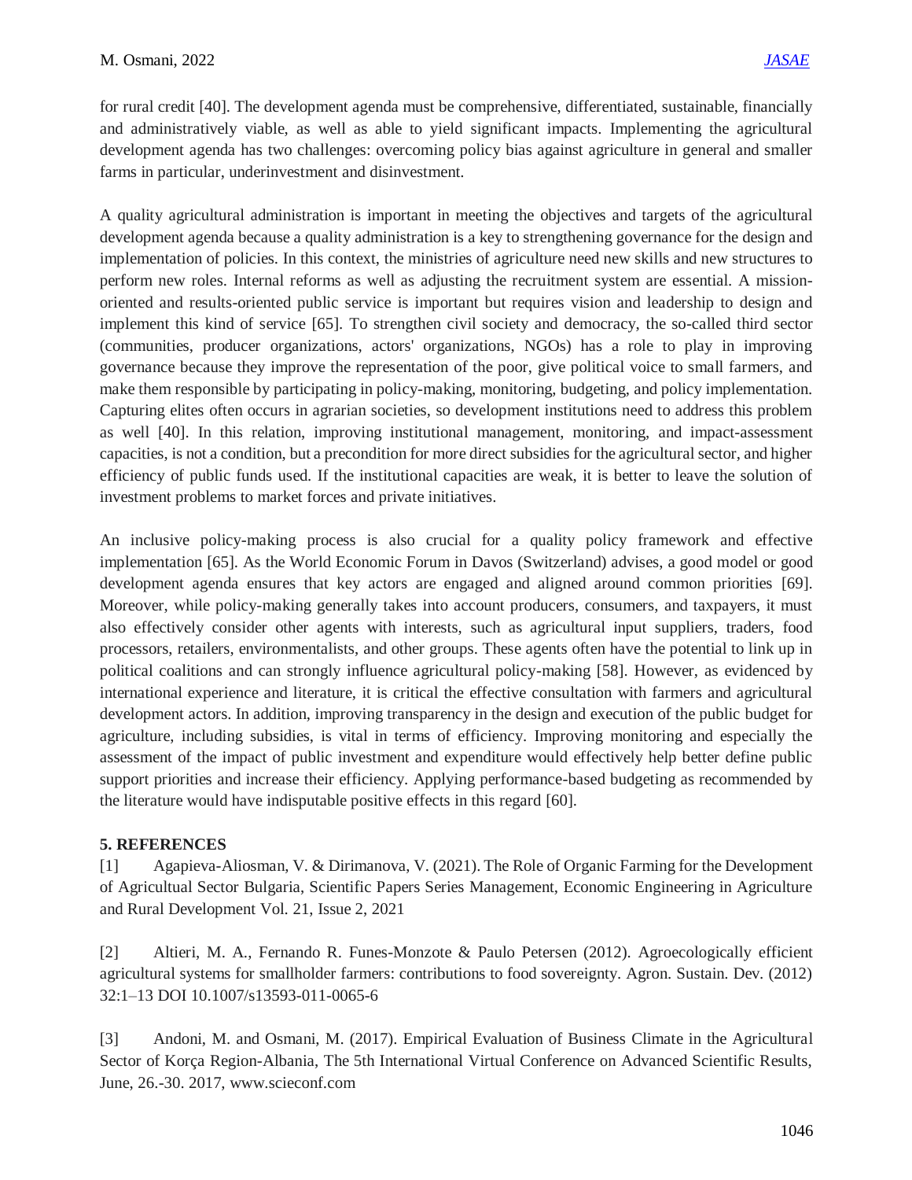for rural credit [40]. The development agenda must be comprehensive, differentiated, sustainable, financially and administratively viable, as well as able to yield significant impacts. Implementing the agricultural development agenda has two challenges: overcoming policy bias against agriculture in general and smaller farms in particular, underinvestment and disinvestment.

A quality agricultural administration is important in meeting the objectives and targets of the agricultural development agenda because a quality administration is a key to strengthening governance for the design and implementation of policies. In this context, the ministries of agriculture need new skills and new structures to perform new roles. Internal reforms as well as adjusting the recruitment system are essential. A mission-oriented and results-oriented public service is important but requires vision and leadership to design and implement this kind of service [65]. To strengthen civil society and democracy, the so-called third sector (communities, producer organizations, actors' organizations, NGOs) has a role to play in improving governance because they improve the representation of the poor, give political voice to small farmers, and make them responsible by participating in policy-making, monitoring, budgeting, and policy implementation. Capturing elites often occurs in agrarian societies, so development institutions need to address this problem as well [40]. In this relation, improving institutional management, monitoring, and impact-assessment capacities, is not a condition, but a precondition for more direct subsidies for the agricultural sector, and higher efficiency of public funds used. If the institutional capacities are weak, it is better to leave the solution of investment problems to market forces and private initiatives.

An inclusive policy-making process is also crucial for a quality policy framework and effective implementation [65]. As the World Economic Forum in Davos (Switzerland) advises, a good model or good development agenda ensures that key actors are engaged and aligned around common priorities [69]. Moreover, while policy-making generally takes into account producers, consumers, and taxpayers, it must also effectively consider other agents with interests, such as agricultural input suppliers, traders, food processors, retailers, environmentalists, and other groups. These agents often have the potential to link up in political coalitions and can strongly influence agricultural policy-making [58]. However, as evidenced by international experience and literature, it is critical the effective consultation with farmers and agricultural development actors. In addition, improving transparency in the design and execution of the public budget for agriculture, including subsidies, is vital in terms of efficiency. Improving monitoring and especially the assessment of the impact of public investment and expenditure would effectively help better define public support priorities and increase their efficiency. Applying performance-based budgeting as recommended by the literature would have indisputable positive effects in this regard [60].

## 5. REFERENCES

[1] Agapieva-Aliosman, V. & Dirimanova, V. (2021). The Role of Organic Farming for the Development of Agricultual Sector Bulgaria, Scientific Papers Series Management, Economic Engineering in Agriculture and Rural Development Vol. 21, Issue 2, 2021

[2] Altieri, M. A., Fernando R. Funes-Monzote & Paulo Petersen (2012). Agroecologically efficient agricultural systems for smallholder farmers: contributions to food sovereignty. Agron. Sustain. Dev. (2012) 32:1–13 DOI 10.1007/s13593-011-0065-6

[3] Andoni, M. and Osmani, M. (2017). Empirical Evaluation of Business Climate in the Agricultural Sector of Korça Region-Albania, The 5th International Virtual Conference on Advanced Scientific Results, June, 26.-30. 2017, www.scieconf.com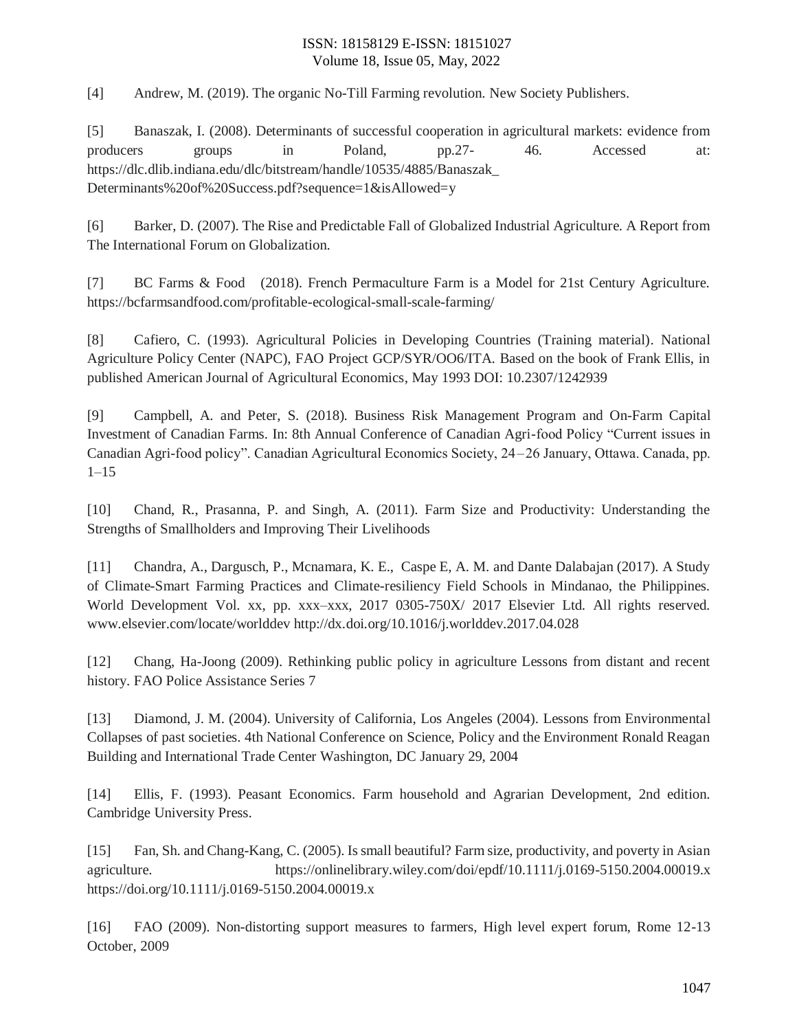[4] Andrew, M. (2019). The organic No-Till Farming revolution. New Society Publishers.

[5] Banaszak, I. (2008). Determinants of successful cooperation in agricultural markets: evidence from producers groups in Poland, pp.27- 46. Accessed at: https://dlc.dlib.indiana.edu/dlc/bitstream/handle/10535/4885/Banaszak_ Determinants%20of%20Success.pdf?sequence=1&isAllowed=y

[6] Barker, D. (2007). The Rise and Predictable Fall of Globalized Industrial Agriculture. A Report from The International Forum on Globalization.

[7] BC Farms & Food (2018). French Permaculture Farm is a Model for 21st Century Agriculture. https://bcfarmsandfood.com/profitable-ecological-small-scale-farming/

[8] Cafiero, C. (1993). Agricultural Policies in Developing Countries (Training material). National Agriculture Policy Center (NAPC), FAO Project GCP/SYR/OO6/ITA. Based on the book of Frank Ellis, in published American Journal of Agricultural Economics, May 1993 DOI: 10.2307/1242939

[9] Campbell, A. and Peter, S. (2018). Business Risk Management Program and On-Farm Capital Investment of Canadian Farms. In: 8th Annual Conference of Canadian Agri-food Policy "Current issues in Canadian Agri-food policy". Canadian Agricultural Economics Society, 24–26 January, Ottawa. Canada, pp. 1–15

[10] Chand, R., Prasanna, P. and Singh, A. (2011). Farm Size and Productivity: Understanding the Strengths of Smallholders and Improving Their Livelihoods

[11] Chandra, A., Dargusch, P., Mcnamara, K. E., Caspe E, A. M. and Dante Dalabajan (2017). A Study of Climate-Smart Farming Practices and Climate-resiliency Field Schools in Mindanao, the Philippines. World Development Vol. xx, pp. xxx–xxx, 2017 0305-750X/ 2017 Elsevier Ltd. All rights reserved. www.elsevier.com/locate/worlddev http://dx.doi.org/10.1016/j.worlddev.2017.04.028

[12] Chang, Ha-Joong (2009). Rethinking public policy in agriculture Lessons from distant and recent history. FAO Police Assistance Series 7

[13] Diamond, J. M. (2004). University of California, Los Angeles (2004). Lessons from Environmental Collapses of past societies. 4th National Conference on Science, Policy and the Environment Ronald Reagan Building and International Trade Center Washington, DC January 29, 2004

[14] Ellis, F. (1993). Peasant Economics. Farm household and Agrarian Development, 2nd edition. Cambridge University Press.

[15] Fan, Sh. and Chang-Kang, C. (2005). Is small beautiful? Farm size, productivity, and poverty in Asian agriculture. https://onlinelibrary.wiley.com/doi/epdf/10.1111/j.0169-5150.2004.00019.x https://doi.org/10.1111/j.0169-5150.2004.00019.x

[16] FAO (2009). Non-distorting support measures to farmers, High level expert forum, Rome 12-13 October, 2009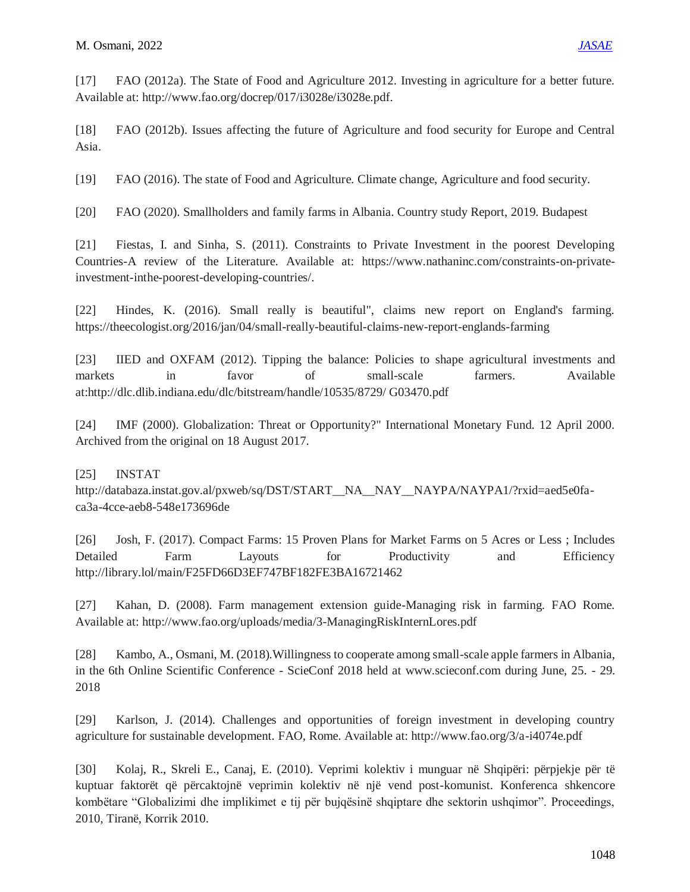[17] FAO (2012a). The State of Food and Agriculture 2012. Investing in agriculture for a better future. Available at: http://www.fao.org/docrep/017/i3028e/i3028e.pdf.

[18] FAO (2012b). Issues affecting the future of Agriculture and food security for Europe and Central Asia.

[19] FAO (2016). The state of Food and Agriculture. Climate change, Agriculture and food security.

[20] FAO (2020). Smallholders and family farms in Albania. Country study Report, 2019. Budapest

[21] Fiestas, I. and Sinha, S. (2011). Constraints to Private Investment in the poorest Developing Countries-A review of the Literature. Available at: https://www.nathaninc.com/constraints-on-private-investment-inthe-poorest-developing-countries/.

[22] Hindes, K. (2016). Small really is beautiful", claims new report on England's farming. https://theecologist.org/2016/jan/04/small-really-beautiful-claims-new-report-englands-farming

[23] IIED and OXFAM (2012). Tipping the balance: Policies to shape agricultural investments and markets in favor of small-scale farmers. Available at:http://dlc.dlib.indiana.edu/dlc/bitstream/handle/10535/8729/ G03470.pdf

[24] IMF (2000). Globalization: Threat or Opportunity?" International Monetary Fund. 12 April 2000. Archived from the original on 18 August 2017.

[25] INSTAT http://databaza.instat.gov.al/pxweb/sq/DST/START__NA__NAY__NAYPA/NAYPA1/?rxid=aed5e0fa-ca3a-4cce-aeb8-548e173696de

[26] Josh, F. (2017). Compact Farms: 15 Proven Plans for Market Farms on 5 Acres or Less ; Includes Detailed Farm Layouts for Productivity and Efficiency http://library.lol/main/F25FD66D3EF747BF182FE3BA16721462

[27] Kahan, D. (2008). Farm management extension guide-Managing risk in farming. FAO Rome. Available at: http://www.fao.org/uploads/media/3-ManagingRiskInternLores.pdf

[28] Kambo, A., Osmani, M. (2018).Willingness to cooperate among small-scale apple farmers in Albania, in the 6th Online Scientific Conference - ScieConf 2018 held at www.scieconf.com during June, 25. - 29. 2018

[29] Karlson, J. (2014). Challenges and opportunities of foreign investment in developing country agriculture for sustainable development. FAO, Rome. Available at: http://www.fao.org/3/a-i4074e.pdf

[30] Kolaj, R., Skreli E., Canaj, E. (2010). Veprimi kolektiv i munguar në Shqipëri: përpjekje për të kuptuar faktorët që përcaktojnë veprimin kolektiv në një vend post-komunist. Konferenca shkencore kombëtare "Globalizimi dhe implikimet e tij për bujqësinë shqiptare dhe sektorin ushqimor". Proceedings, 2010, Tiranë, Korrik 2010.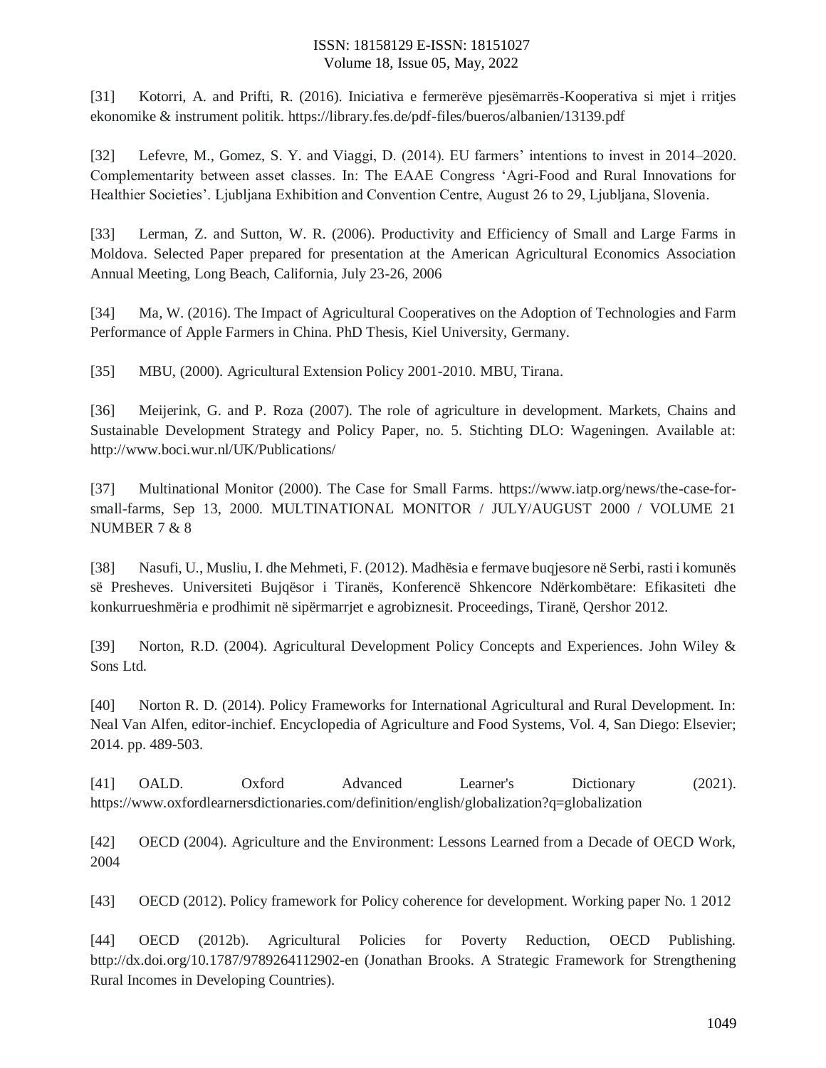[31] Kotorri, A. and Prifti, R. (2016). Iniciativa e fermerëve pjesëmarrës-Kooperativa si mjet i rritjes ekonomike & instrument politik. https://library.fes.de/pdf-files/bueros/albanien/13139.pdf

[32] Lefevre, M., Gomez, S. Y. and Viaggi, D. (2014). EU farmers' intentions to invest in 2014–2020. Complementarity between asset classes. In: The EAAE Congress 'Agri-Food and Rural Innovations for Healthier Societies'. Ljubljana Exhibition and Convention Centre, August 26 to 29, Ljubljana, Slovenia.

[33] Lerman, Z. and Sutton, W. R. (2006). Productivity and Efficiency of Small and Large Farms in Moldova. Selected Paper prepared for presentation at the American Agricultural Economics Association Annual Meeting, Long Beach, California, July 23-26, 2006

[34] Ma, W. (2016). The Impact of Agricultural Cooperatives on the Adoption of Technologies and Farm Performance of Apple Farmers in China. PhD Thesis, Kiel University, Germany.

[35] MBU, (2000). Agricultural Extension Policy 2001-2010. MBU, Tirana.

[36] Meijerink, G. and P. Roza (2007). The role of agriculture in development. Markets, Chains and Sustainable Development Strategy and Policy Paper, no. 5. Stichting DLO: Wageningen. Available at: http://www.boci.wur.nl/UK/Publications/

[37] Multinational Monitor (2000). The Case for Small Farms. https://www.iatp.org/news/the-case-for-small-farms, Sep 13, 2000. MULTINATIONAL MONITOR / JULY/AUGUST 2000 / VOLUME 21 NUMBER 7 & 8

[38] Nasufi, U., Musliu, I. dhe Mehmeti, F. (2012). Madhësia e fermave buqjesore në Serbi, rasti i komunës së Presheves. Universiteti Bujqësor i Tiranës, Konferencë Shkencore Ndërkombëtare: Efikasiteti dhe konkurrueshmëria e prodhimit në sipërmarrjet e agrobiznesit. Proceedings, Tiranë, Qershor 2012.

[39] Norton, R.D. (2004). Agricultural Development Policy Concepts and Experiences. John Wiley & Sons Ltd.

[40] Norton R. D. (2014). Policy Frameworks for International Agricultural and Rural Development. In: Neal Van Alfen, editor-inchief. Encyclopedia of Agriculture and Food Systems, Vol. 4, San Diego: Elsevier; 2014. pp. 489-503.

[41] OALD. Oxford Advanced Learner's Dictionary (2021). https://www.oxfordlearnersdictionaries.com/definition/english/globalization?q=globalization

[42] OECD (2004). Agriculture and the Environment: Lessons Learned from a Decade of OECD Work, 2004

[43] OECD (2012). Policy framework for Policy coherence for development. Working paper No. 1 2012

[44] OECD (2012b). Agricultural Policies for Poverty Reduction, OECD Publishing. http://dx.doi.org/10.1787/9789264112902-en (Jonathan Brooks. A Strategic Framework for Strengthening Rural Incomes in Developing Countries).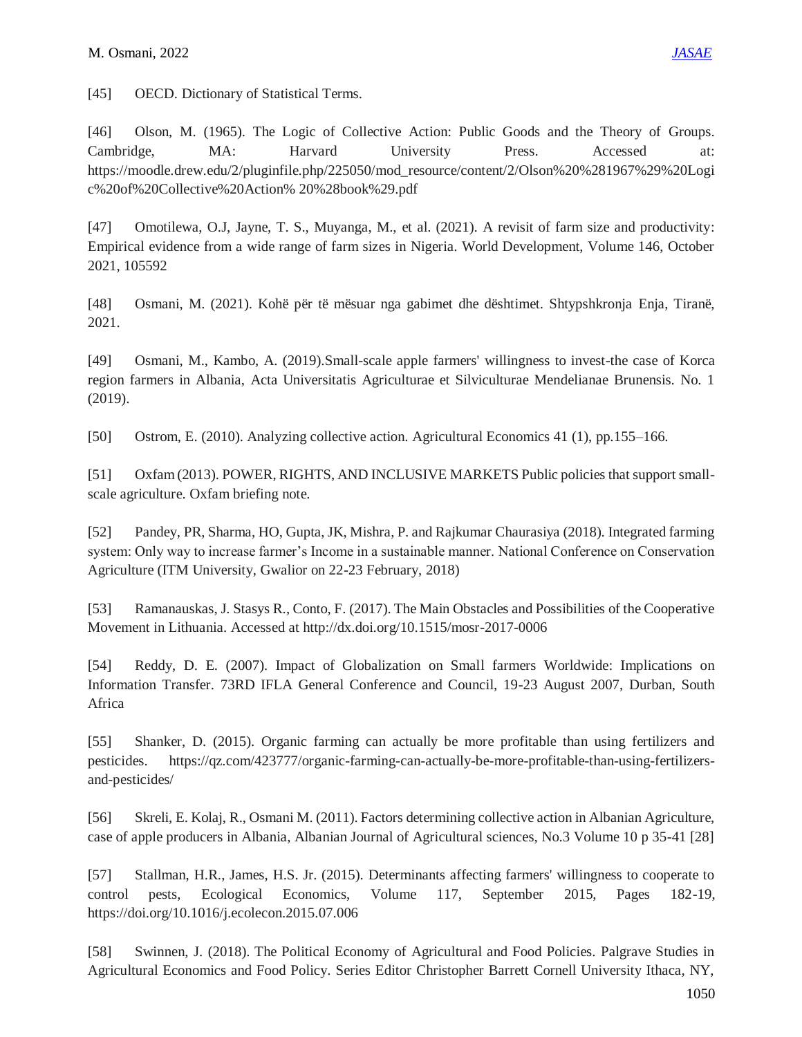[45] OECD. Dictionary of Statistical Terms.

[46] Olson, M. (1965). The Logic of Collective Action: Public Goods and the Theory of Groups. Cambridge, MA: Harvard University Press. Accessed at: https://moodle.drew.edu/2/pluginfile.php/225050/mod_resource/content/2/Olson%20%281967%29%20Logic%20of%20Collective%20Action% 20%28book%29.pdf

[47] Omotilewa, O.J, Jayne, T. S., Muyanga, M., et al. (2021). A revisit of farm size and productivity: Empirical evidence from a wide range of farm sizes in Nigeria. World Development, Volume 146, October 2021, 105592

[48] Osmani, M. (2021). Kohë për të mësuar nga gabimet dhe dështimet. Shtypshkronja Enja, Tiranë, 2021.

[49] Osmani, M., Kambo, A. (2019).Small-scale apple farmers' willingness to invest-the case of Korca region farmers in Albania, Acta Universitatis Agriculturae et Silviculturae Mendelianae Brunensis. No. 1 (2019).

[50] Ostrom, E. (2010). Analyzing collective action. Agricultural Economics 41 (1), pp.155–166.

[51] Oxfam (2013). POWER, RIGHTS, AND INCLUSIVE MARKETS Public policies that support small-scale agriculture. Oxfam briefing note.

[52] Pandey, PR, Sharma, HO, Gupta, JK, Mishra, P. and Rajkumar Chaurasiya (2018). Integrated farming system: Only way to increase farmer's Income in a sustainable manner. National Conference on Conservation Agriculture (ITM University, Gwalior on 22-23 February, 2018)

[53] Ramanauskas, J. Stasys R., Conto, F. (2017). The Main Obstacles and Possibilities of the Cooperative Movement in Lithuania. Accessed at http://dx.doi.org/10.1515/mosr-2017-0006

[54] Reddy, D. E. (2007). Impact of Globalization on Small farmers Worldwide: Implications on Information Transfer. 73RD IFLA General Conference and Council, 19-23 August 2007, Durban, South Africa

[55] Shanker, D. (2015). Organic farming can actually be more profitable than using fertilizers and pesticides. https://qz.com/423777/organic-farming-can-actually-be-more-profitable-than-using-fertilizers-and-pesticides/

[56] Skreli, E. Kolaj, R., Osmani M. (2011). Factors determining collective action in Albanian Agriculture, case of apple producers in Albania, Albanian Journal of Agricultural sciences, No.3 Volume 10 p 35-41 [28]

[57] Stallman, H.R., James, H.S. Jr. (2015). Determinants affecting farmers' willingness to cooperate to control pests, Ecological Economics, Volume 117, September 2015, Pages 182-19, https://doi.org/10.1016/j.ecolecon.2015.07.006

[58] Swinnen, J. (2018). The Political Economy of Agricultural and Food Policies. Palgrave Studies in Agricultural Economics and Food Policy. Series Editor Christopher Barrett Cornell University Ithaca, NY,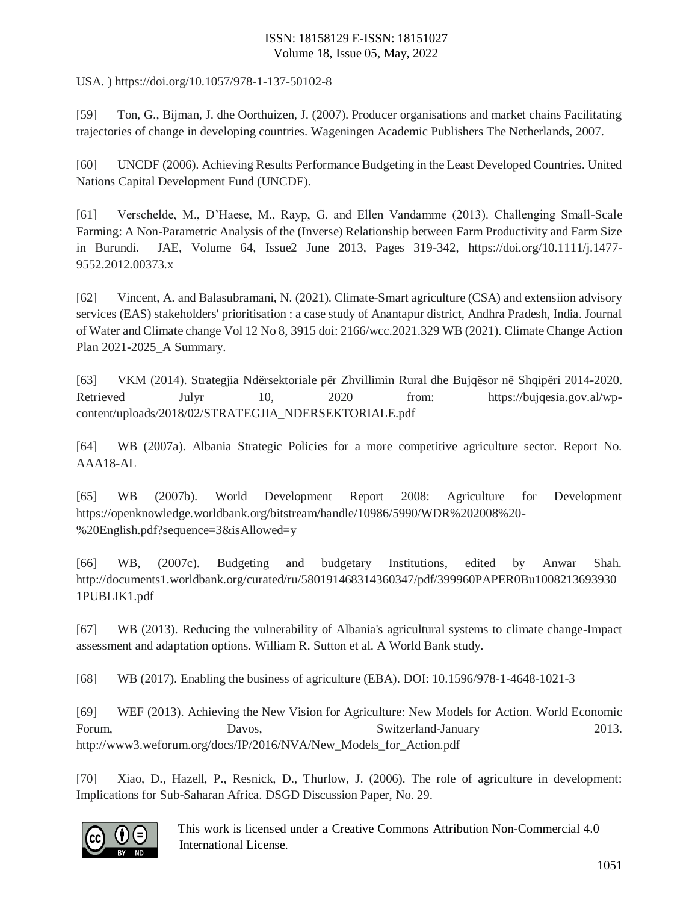USA. ) https://doi.org/10.1057/978-1-137-50102-8

[59] Ton, G., Bijman, J. dhe Oorthuizen, J. (2007). Producer organisations and market chains Facilitating trajectories of change in developing countries. Wageningen Academic Publishers The Netherlands, 2007.

[60] UNCDF (2006). Achieving Results Performance Budgeting in the Least Developed Countries. United Nations Capital Development Fund (UNCDF).

[61] Verschelde, M., D'Haese, M., Rayp, G. and Ellen Vandamme (2013). Challenging Small-Scale Farming: A Non-Parametric Analysis of the (Inverse) Relationship between Farm Productivity and Farm Size in Burundi. JAE, Volume 64, Issue2 June 2013, Pages 319-342, https://doi.org/10.1111/j.1477-9552.2012.00373.x

[62] Vincent, A. and Balasubramani, N. (2021). Climate-Smart agriculture (CSA) and extensiion advisory services (EAS) stakeholders' prioritisation : a case study of Anantapur district, Andhra Pradesh, India. Journal of Water and Climate change Vol 12 No 8, 3915 doi: 2166/wcc.2021.329 WB (2021). Climate Change Action Plan 2021-2025_A Summary.

[63] VKM (2014). Strategjia Ndërsektoriale për Zhvillimin Rural dhe Bujqësor në Shqipëri 2014-2020. Retrieved Julyr 10, 2020 from: https://bujqesia.gov.al/wp-content/uploads/2018/02/STRATEGJIA_NDERSEKTORIALE.pdf

[64] WB (2007a). Albania Strategic Policies for a more competitive agriculture sector. Report No. AAA18-AL

[65] WB (2007b). World Development Report 2008: Agriculture for Development https://openknowledge.worldbank.org/bitstream/handle/10986/5990/WDR%202008%20-%20English.pdf?sequence=3&isAllowed=y

[66] WB, (2007c). Budgeting and budgetary Institutions, edited by Anwar Shah. http://documents1.worldbank.org/curated/ru/580191468314360347/pdf/399960PAPER0Bu10082136939301PUBLIK1.pdf

[67] WB (2013). Reducing the vulnerability of Albania's agricultural systems to climate change-Impact assessment and adaptation options. William R. Sutton et al. A World Bank study.

[68] WB (2017). Enabling the business of agriculture (EBA). DOI: 10.1596/978-1-4648-1021-3

[69] WEF (2013). Achieving the New Vision for Agriculture: New Models for Action. World Economic Forum, Davos, Switzerland-January 2013. http://www3.weforum.org/docs/IP/2016/NVA/New_Models_for_Action.pdf

[70] Xiao, D., Hazell, P., Resnick, D., Thurlow, J. (2006). The role of agriculture in development: Implications for Sub-Saharan Africa. DSGD Discussion Paper, No. 29.

This work is licensed under a Creative Commons Attribution Non-Commercial 4.0 International License.